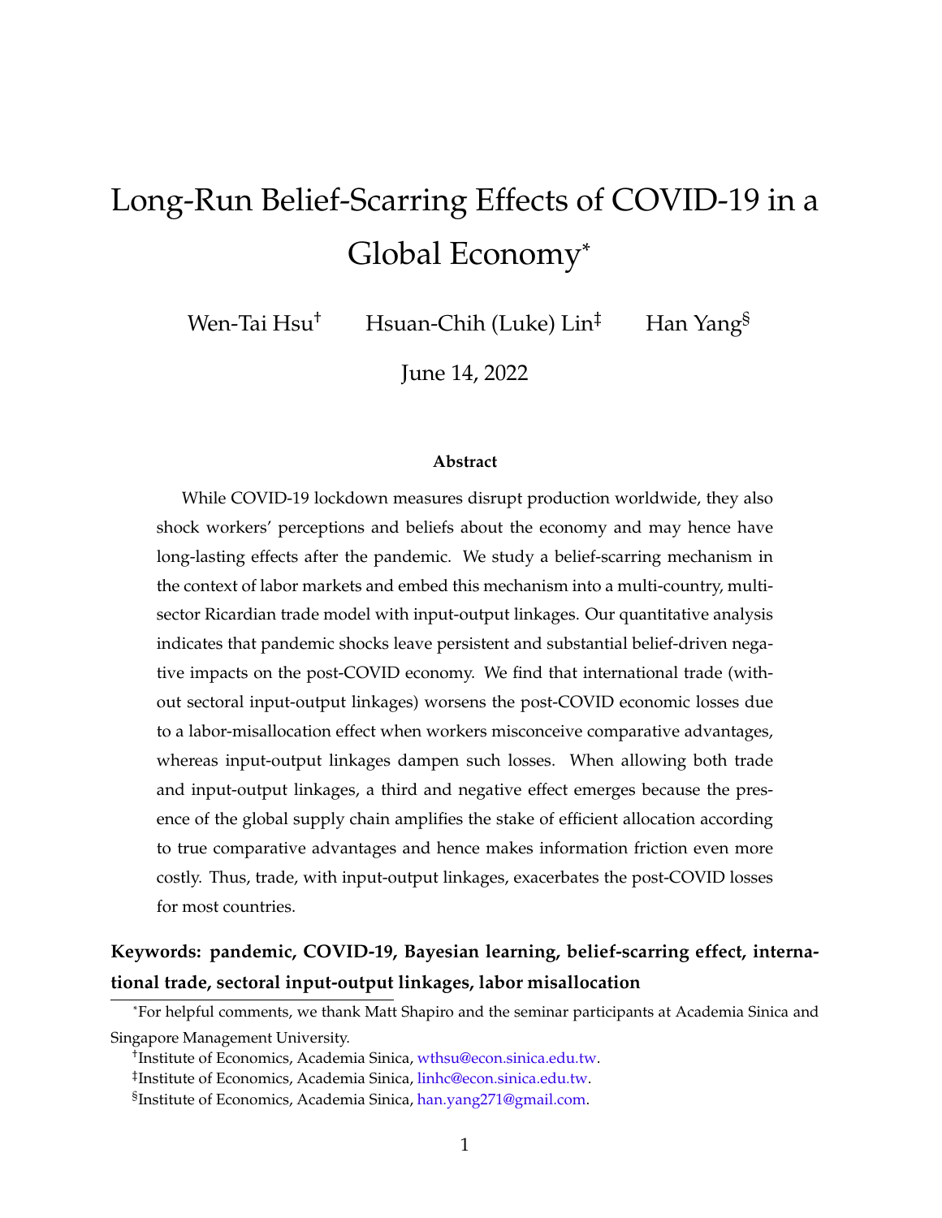# Long-Run Belief-Scarring Effects of COVID-19 in a Global Economy[*]

Wen-Tai Hsu[†] Hsuan-Chih (Luke) Lin[‡] Han Yang[§]

June 14, 2022

**Abstract**

While COVID-19 lockdown measures disrupt production worldwide, they also shock workers' perceptions and beliefs about the economy and may hence have long-lasting effects after the pandemic. We study a belief-scarring mechanism in the context of labor markets and embed this mechanism into a multi-country, multi-sector Ricardian trade model with input-output linkages. Our quantitative analysis indicates that pandemic shocks leave persistent and substantial belief-driven negative impacts on the post-COVID economy. We find that international trade (without sectoral input-output linkages) worsens the post-COVID economic losses due to a labor-misallocation effect when workers misconceive comparative advantages, whereas input-output linkages dampen such losses. When allowing both trade and input-output linkages, a third and negative effect emerges because the presence of the global supply chain amplifies the stake of efficient allocation according to true comparative advantages and hence makes information friction even more costly. Thus, trade, with input-output linkages, exacerbates the post-COVID losses for most countries.

**Keywords: pandemic, COVID-19, Bayesian learning, belief-scarring effect, international trade, sectoral input-output linkages, labor misallocation**

---

[*] For helpful comments, we thank Matt Shapiro and the seminar participants at Academia Sinica and Singapore Management University.

[†] Institute of Economics, Academia Sinica, wthsu@econ.sinica.edu.tw.

[‡] Institute of Economics, Academia Sinica, linhc@econ.sinica.edu.tw.

[§] Institute of Economics, Academia Sinica, han.yang271@gmail.com.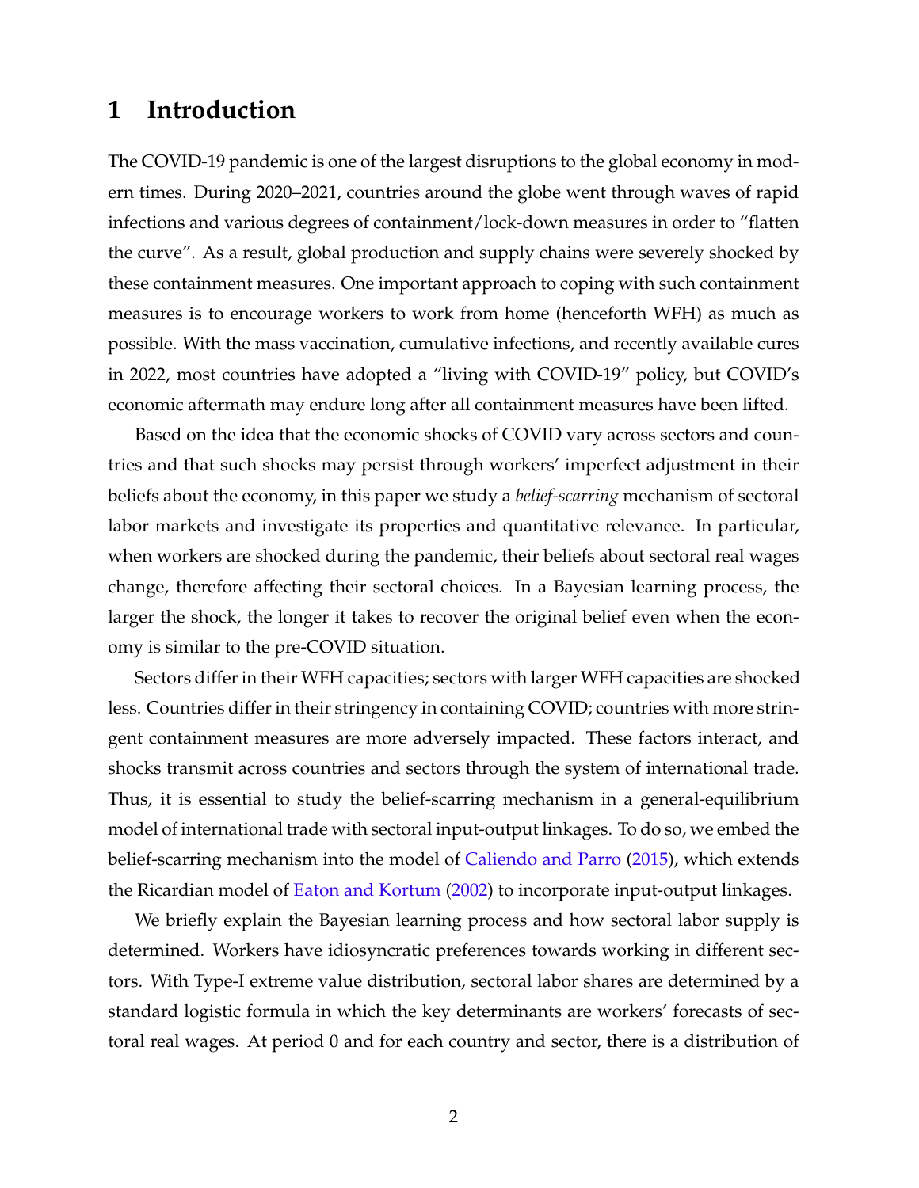# 1 Introduction

The COVID-19 pandemic is one of the largest disruptions to the global economy in modern times. During 2020–2021, countries around the globe went through waves of rapid infections and various degrees of containment/lock-down measures in order to "flatten the curve". As a result, global production and supply chains were severely shocked by these containment measures. One important approach to coping with such containment measures is to encourage workers to work from home (henceforth WFH) as much as possible. With the mass vaccination, cumulative infections, and recently available cures in 2022, most countries have adopted a "living with COVID-19" policy, but COVID's economic aftermath may endure long after all containment measures have been lifted.

Based on the idea that the economic shocks of COVID vary across sectors and countries and that such shocks may persist through workers' imperfect adjustment in their beliefs about the economy, in this paper we study a *belief-scarring* mechanism of sectoral labor markets and investigate its properties and quantitative relevance. In particular, when workers are shocked during the pandemic, their beliefs about sectoral real wages change, therefore affecting their sectoral choices. In a Bayesian learning process, the larger the shock, the longer it takes to recover the original belief even when the economy is similar to the pre-COVID situation.

Sectors differ in their WFH capacities; sectors with larger WFH capacities are shocked less. Countries differ in their stringency in containing COVID; countries with more stringent containment measures are more adversely impacted. These factors interact, and shocks transmit across countries and sectors through the system of international trade. Thus, it is essential to study the belief-scarring mechanism in a general-equilibrium model of international trade with sectoral input-output linkages. To do so, we embed the belief-scarring mechanism into the model of Caliendo and Parro (2015), which extends the Ricardian model of Eaton and Kortum (2002) to incorporate input-output linkages.

We briefly explain the Bayesian learning process and how sectoral labor supply is determined. Workers have idiosyncratic preferences towards working in different sectors. With Type-I extreme value distribution, sectoral labor shares are determined by a standard logistic formula in which the key determinants are workers' forecasts of sectoral real wages. At period 0 and for each country and sector, there is a distribution of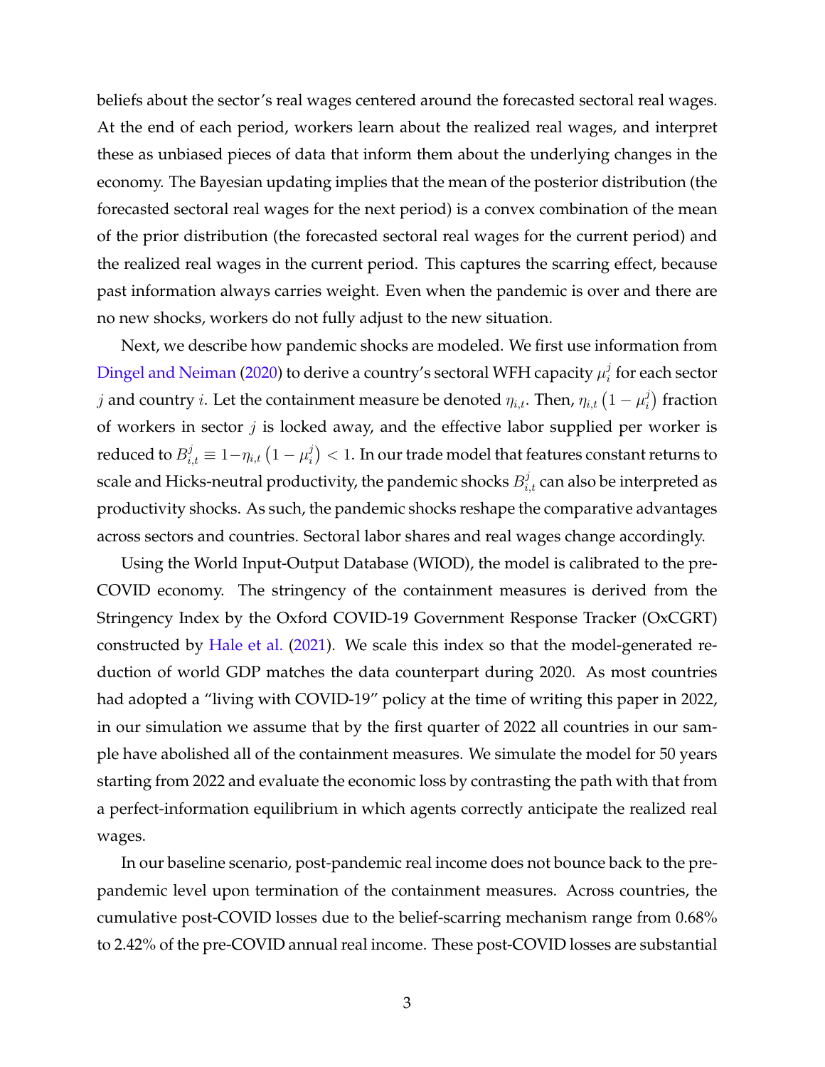beliefs about the sector's real wages centered around the forecasted sectoral real wages. At the end of each period, workers learn about the realized real wages, and interpret these as unbiased pieces of data that inform them about the underlying changes in the economy. The Bayesian updating implies that the mean of the posterior distribution (the forecasted sectoral real wages for the next period) is a convex combination of the mean of the prior distribution (the forecasted sectoral real wages for the current period) and the realized real wages in the current period. This captures the scarring effect, because past information always carries weight. Even when the pandemic is over and there are no new shocks, workers do not fully adjust to the new situation.

Next, we describe how pandemic shocks are modeled. We first use information from Dingel and Neiman (2020) to derive a country's sectoral WFH capacity $\mu_i^j$ for each sector $j$ and country $i$. Let the containment measure be denoted $\eta_{i,t}$. Then, $\eta_{i,t}\left(1-\mu_i^j\right)$ fraction of workers in sector $j$ is locked away, and the effective labor supplied per worker is reduced to $B_{i,t}^j \equiv 1-\eta_{i,t}\left(1-\mu_i^j\right) < 1$. In our trade model that features constant returns to scale and Hicks-neutral productivity, the pandemic shocks $B_{i,t}^j$ can also be interpreted as productivity shocks. As such, the pandemic shocks reshape the comparative advantages across sectors and countries. Sectoral labor shares and real wages change accordingly.

Using the World Input-Output Database (WIOD), the model is calibrated to the pre-COVID economy. The stringency of the containment measures is derived from the Stringency Index by the Oxford COVID-19 Government Response Tracker (OxCGRT) constructed by Hale et al. (2021). We scale this index so that the model-generated reduction of world GDP matches the data counterpart during 2020. As most countries had adopted a "living with COVID-19" policy at the time of writing this paper in 2022, in our simulation we assume that by the first quarter of 2022 all countries in our sample have abolished all of the containment measures. We simulate the model for 50 years starting from 2022 and evaluate the economic loss by contrasting the path with that from a perfect-information equilibrium in which agents correctly anticipate the realized real wages.

In our baseline scenario, post-pandemic real income does not bounce back to the pre-pandemic level upon termination of the containment measures. Across countries, the cumulative post-COVID losses due to the belief-scarring mechanism range from 0.68% to 2.42% of the pre-COVID annual real income. These post-COVID losses are substantial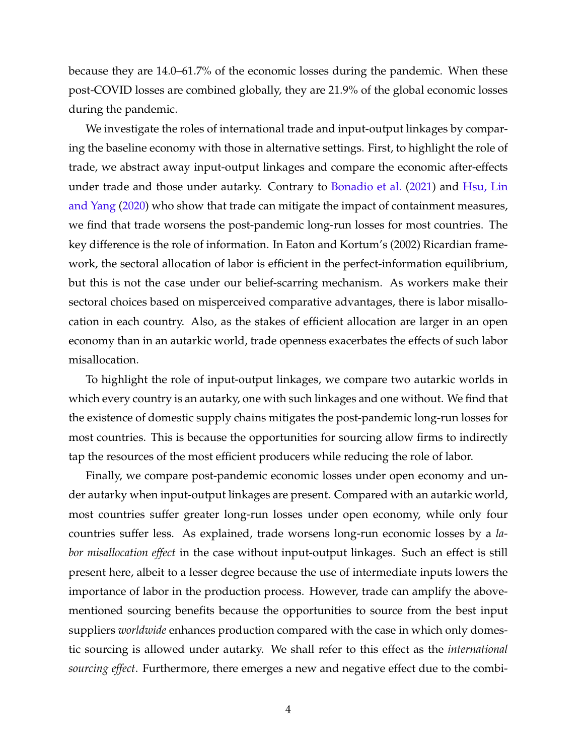because they are 14.0–61.7% of the economic losses during the pandemic. When these post-COVID losses are combined globally, they are 21.9% of the global economic losses during the pandemic.

We investigate the roles of international trade and input-output linkages by comparing the baseline economy with those in alternative settings. First, to highlight the role of trade, we abstract away input-output linkages and compare the economic after-effects under trade and those under autarky. Contrary to Bonadio et al. (2021) and Hsu, Lin and Yang (2020) who show that trade can mitigate the impact of containment measures, we find that trade worsens the post-pandemic long-run losses for most countries. The key difference is the role of information. In Eaton and Kortum's (2002) Ricardian framework, the sectoral allocation of labor is efficient in the perfect-information equilibrium, but this is not the case under our belief-scarring mechanism. As workers make their sectoral choices based on misperceived comparative advantages, there is labor misallocation in each country. Also, as the stakes of efficient allocation are larger in an open economy than in an autarkic world, trade openness exacerbates the effects of such labor misallocation.

To highlight the role of input-output linkages, we compare two autarkic worlds in which every country is an autarky, one with such linkages and one without. We find that the existence of domestic supply chains mitigates the post-pandemic long-run losses for most countries. This is because the opportunities for sourcing allow firms to indirectly tap the resources of the most efficient producers while reducing the role of labor.

Finally, we compare post-pandemic economic losses under open economy and under autarky when input-output linkages are present. Compared with an autarkic world, most countries suffer greater long-run losses under open economy, while only four countries suffer less. As explained, trade worsens long-run economic losses by a *labor misallocation effect* in the case without input-output linkages. Such an effect is still present here, albeit to a lesser degree because the use of intermediate inputs lowers the importance of labor in the production process. However, trade can amplify the abovementioned sourcing benefits because the opportunities to source from the best input suppliers *worldwide* enhances production compared with the case in which only domestic sourcing is allowed under autarky. We shall refer to this effect as the *international sourcing effect*. Furthermore, there emerges a new and negative effect due to the combi-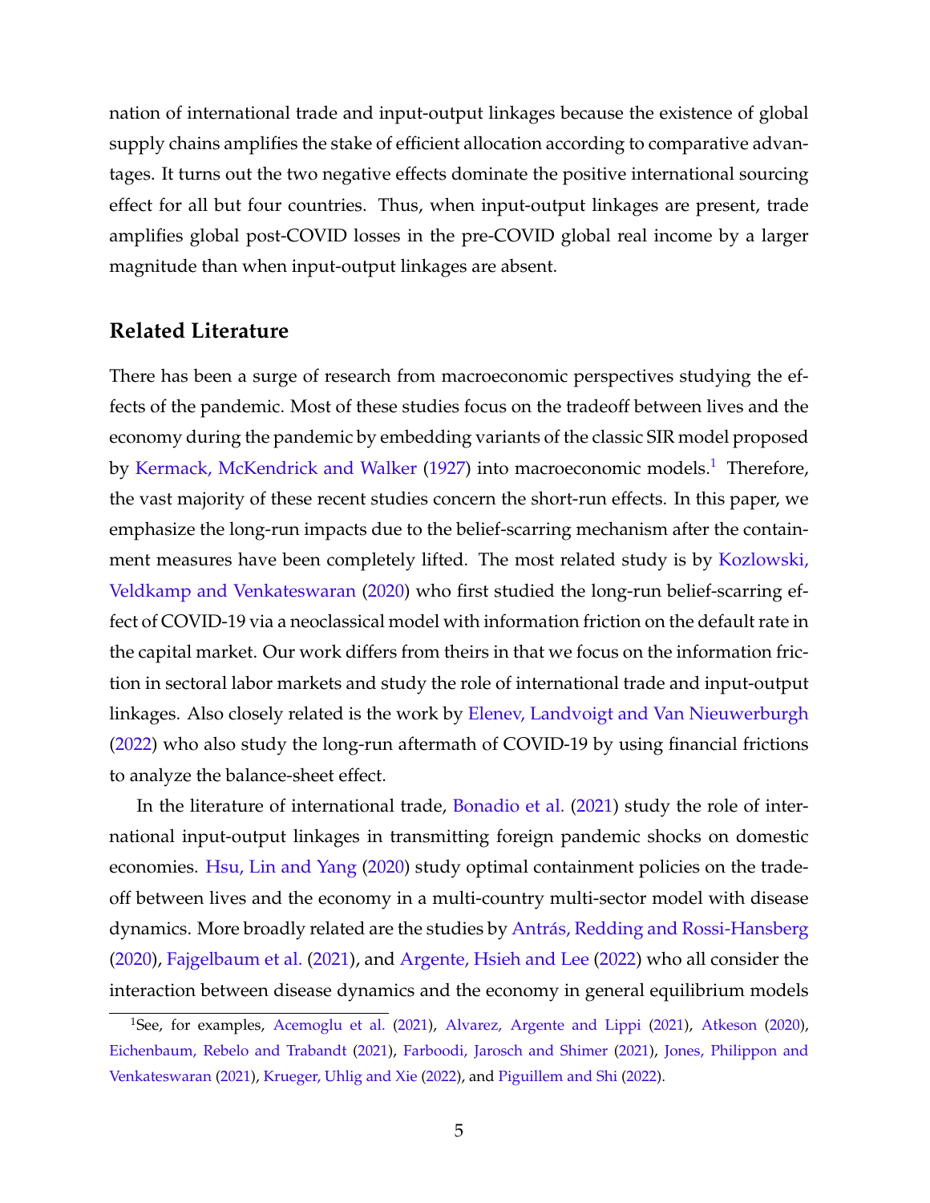nation of international trade and input-output linkages because the existence of global supply chains amplifies the stake of efficient allocation according to comparative advantages. It turns out the two negative effects dominate the positive international sourcing effect for all but four countries. Thus, when input-output linkages are present, trade amplifies global post-COVID losses in the pre-COVID global real income by a larger magnitude than when input-output linkages are absent.

## Related Literature

There has been a surge of research from macroeconomic perspectives studying the effects of the pandemic. Most of these studies focus on the tradeoff between lives and the economy during the pandemic by embedding variants of the classic SIR model proposed by Kermack, McKendrick and Walker (1927) into macroeconomic models.[1] Therefore, the vast majority of these recent studies concern the short-run effects. In this paper, we emphasize the long-run impacts due to the belief-scarring mechanism after the containment measures have been completely lifted. The most related study is by Kozlowski, Veldkamp and Venkateswaran (2020) who first studied the long-run belief-scarring effect of COVID-19 via a neoclassical model with information friction on the default rate in the capital market. Our work differs from theirs in that we focus on the information friction in sectoral labor markets and study the role of international trade and input-output linkages. Also closely related is the work by Elenev, Landvoigt and Van Nieuwerburgh (2022) who also study the long-run aftermath of COVID-19 by using financial frictions to analyze the balance-sheet effect.

In the literature of international trade, Bonadio et al. (2021) study the role of international input-output linkages in transmitting foreign pandemic shocks on domestic economies. Hsu, Lin and Yang (2020) study optimal containment policies on the tradeoff between lives and the economy in a multi-country multi-sector model with disease dynamics. More broadly related are the studies by Antrás, Redding and Rossi-Hansberg (2020), Fajgelbaum et al. (2021), and Argente, Hsieh and Lee (2022) who all consider the interaction between disease dynamics and the economy in general equilibrium models

[1] See, for examples, Acemoglu et al. (2021), Alvarez, Argente and Lippi (2021), Atkeson (2020), Eichenbaum, Rebelo and Trabandt (2021), Farboodi, Jarosch and Shimer (2021), Jones, Philippon and Venkateswaran (2021), Krueger, Uhlig and Xie (2022), and Piguillem and Shi (2022).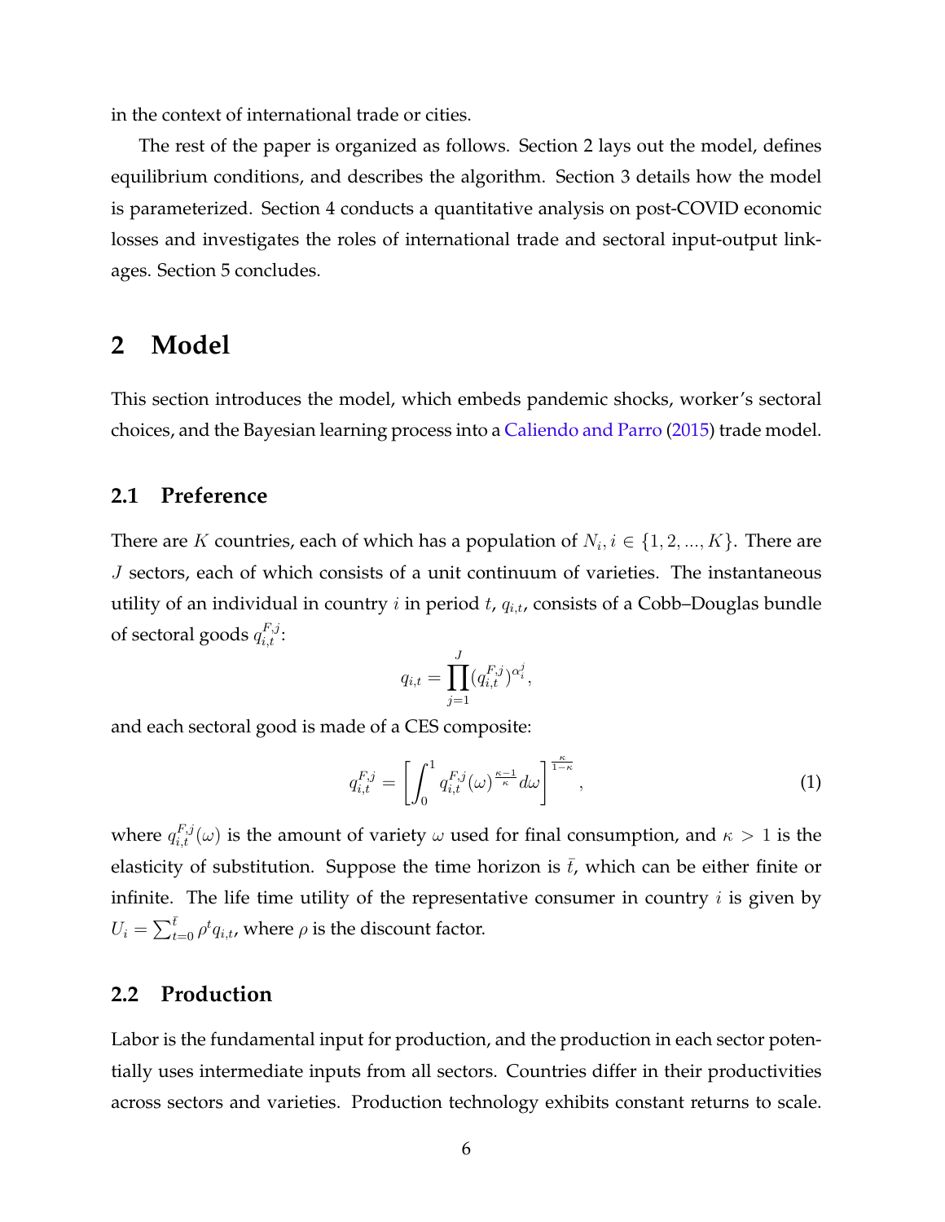in the context of international trade or cities.

The rest of the paper is organized as follows. Section 2 lays out the model, defines equilibrium conditions, and describes the algorithm. Section 3 details how the model is parameterized. Section 4 conducts a quantitative analysis on post-COVID economic losses and investigates the roles of international trade and sectoral input-output linkages. Section 5 concludes.

# 2 Model

This section introduces the model, which embeds pandemic shocks, worker's sectoral choices, and the Bayesian learning process into a Caliendo and Parro (2015) trade model.

## 2.1 Preference

There are $K$ countries, each of which has a population of $N_i, i \in \{1, 2, ..., K\}$. There are $J$ sectors, each of which consists of a unit continuum of varieties. The instantaneous utility of an individual in country $i$ in period $t$, $q_{i,t}$, consists of a Cobb–Douglas bundle of sectoral goods $q_{i,t}^{F,j}$:

$$q_{i,t} = \prod_{j=1}^{J} (q_{i,t}^{F,j})^{\alpha_i^j},$$

and each sectoral good is made of a CES composite:

$$q_{i,t}^{F,j} = \left[ \int_0^1 q_{i,t}^{F,j}(\omega)^{\frac{\kappa-1}{\kappa}} d\omega \right]^{\frac{\kappa}{1-\kappa}}, \tag{1}$$

where $q_{i,t}^{F,j}(\omega)$ is the amount of variety $\omega$ used for final consumption, and $\kappa > 1$ is the elasticity of substitution. Suppose the time horizon is $\bar{t}$, which can be either finite or infinite. The life time utility of the representative consumer in country $i$ is given by $U_i = \sum_{t=0}^{\bar{t}} \rho^t q_{i,t}$, where $\rho$ is the discount factor.

## 2.2 Production

Labor is the fundamental input for production, and the production in each sector potentially uses intermediate inputs from all sectors. Countries differ in their productivities across sectors and varieties. Production technology exhibits constant returns to scale.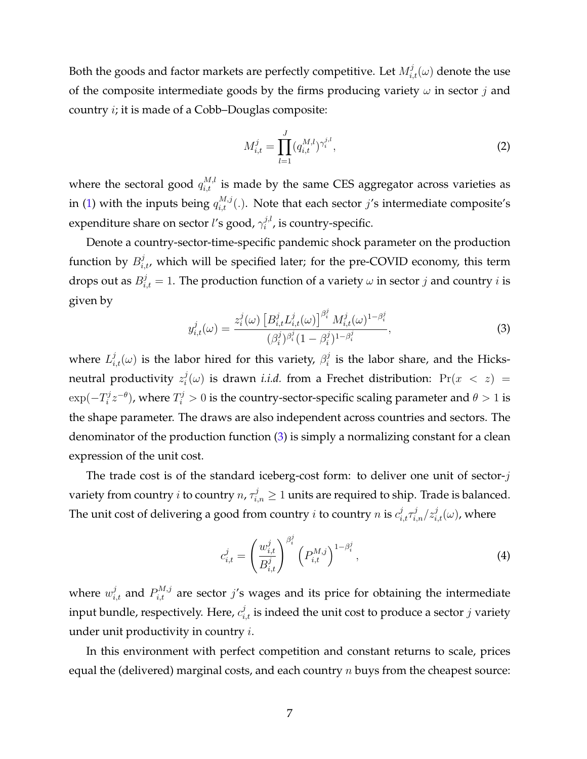Both the goods and factor markets are perfectly competitive. Let $M^j_{i,t}(\omega)$ denote the use of the composite intermediate goods by the firms producing variety $\omega$ in sector $j$ and country $i$; it is made of a Cobb–Douglas composite:

$$M^j_{i,t} = \prod_{l=1}^{J} (q^{M,l}_{i,t})^{\gamma^{j,l}_i}, \tag{2}$$

where the sectoral good $q^{M,l}_{i,t}$ is made by the same CES aggregator across varieties as in (1) with the inputs being $q^{M,j}_{i,t}(.)$. Note that each sector $j$'s intermediate composite's expenditure share on sector $l$'s good, $\gamma^{j,l}_i$, is country-specific.

Denote a country-sector-time-specific pandemic shock parameter on the production function by $B^j_{i,t}$, which will be specified later; for the pre-COVID economy, this term drops out as $B^j_{i,t} = 1$. The production function of a variety $\omega$ in sector $j$ and country $i$ is given by

$$y^j_{i,t}(\omega) = \frac{z^j_i(\omega) \left[B^j_{i,t} L^j_{i,t}(\omega)\right]^{\beta^j_i} M^j_{i,t}(\omega)^{1-\beta^j_i}}{(\beta^j_i)^{\beta^j_i} (1-\beta^j_i)^{1-\beta^j_i}}, \tag{3}$$

where $L^j_{i,t}(\omega)$ is the labor hired for this variety, $\beta^j_i$ is the labor share, and the Hicks-neutral productivity $z^j_i(\omega)$ is drawn *i.i.d.* from a Frechet distribution: $\Pr(x < z) = \exp(-T^j_i z^{-\theta})$, where $T^j_i > 0$ is the country-sector-specific scaling parameter and $\theta > 1$ is the shape parameter. The draws are also independent across countries and sectors. The denominator of the production function (3) is simply a normalizing constant for a clean expression of the unit cost.

The trade cost is of the standard iceberg-cost form: to deliver one unit of sector-$j$ variety from country $i$ to country $n$, $\tau^j_{i,n} \geq 1$ units are required to ship. Trade is balanced. The unit cost of delivering a good from country $i$ to country $n$ is $c^j_{i,t}\tau^j_{i,n}/z^j_{i,t}(\omega)$, where

$$c^j_{i,t} = \left(\frac{w^j_{i,t}}{B^j_{i,t}}\right)^{\beta^j_i} \left(P^{M,j}_{i,t}\right)^{1-\beta^j_i}, \tag{4}$$

where $w^j_{i,t}$ and $P^{M,j}_{i,t}$ are sector $j$'s wages and its price for obtaining the intermediate input bundle, respectively. Here, $c^j_{i,t}$ is indeed the unit cost to produce a sector $j$ variety under unit productivity in country $i$.

In this environment with perfect competition and constant returns to scale, prices equal the (delivered) marginal costs, and each country $n$ buys from the cheapest source: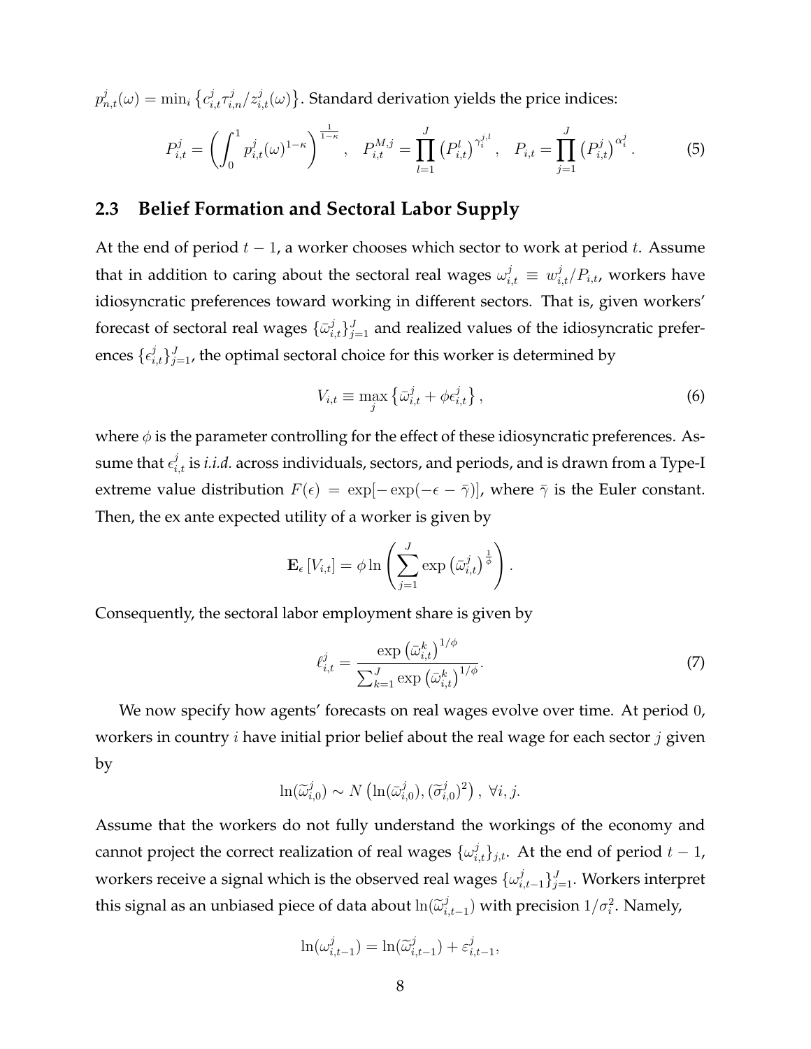$p^j_{n,t}(\omega) = \min_i \left\{ c^j_{i,t} \tau^j_{i,n} / z^j_{i,t}(\omega) \right\}$. Standard derivation yields the price indices:

$$
P^j_{i,t} = \left( \int_0^1 p^j_{i,t}(\omega)^{1-\kappa} \right)^{\frac{1}{1-\kappa}}, \quad P^{M,j}_{i,t} = \prod_{l=1}^{J} \left( P^l_{i,t} \right)^{\gamma^{j,l}_i}, \quad P_{i,t} = \prod_{j=1}^{J} \left( P^j_{i,t} \right)^{\alpha^j_i}. \tag{5}
$$

## 2.3 Belief Formation and Sectoral Labor Supply

At the end of period $t-1$, a worker chooses which sector to work at period $t$. Assume that in addition to caring about the sectoral real wages $\omega^j_{i,t} \equiv w^j_{i,t}/P_{i,t}$, workers have idiosyncratic preferences toward working in different sectors. That is, given workers' forecast of sectoral real wages $\{\bar{\omega}^j_{i,t}\}_{j=1}^J$ and realized values of the idiosyncratic preferences $\{\epsilon^j_{i,t}\}_{j=1}^J$, the optimal sectoral choice for this worker is determined by

$$
V_{i,t} \equiv \max_j \left\{ \bar{\omega}^j_{i,t} + \phi \epsilon^j_{i,t} \right\}, \tag{6}
$$

where $\phi$ is the parameter controlling for the effect of these idiosyncratic preferences. Assume that $\epsilon^j_{i,t}$ is *i.i.d.* across individuals, sectors, and periods, and is drawn from a Type-I extreme value distribution $F(\epsilon) = \exp[-\exp(-\epsilon - \bar{\gamma})]$, where $\bar{\gamma}$ is the Euler constant. Then, the ex ante expected utility of a worker is given by

$$
\mathbf{E}_\epsilon \left[ V_{i,t} \right] = \phi \ln \left( \sum_{j=1}^{J} \exp \left( \bar{\omega}^j_{i,t} \right)^{\frac{1}{\phi}} \right).
$$

Consequently, the sectoral labor employment share is given by

$$
\ell^j_{i,t} = \frac{\exp \left( \bar{\omega}^k_{i,t} \right)^{1/\phi}}{\sum_{k=1}^{J} \exp \left( \bar{\omega}^k_{i,t} \right)^{1/\phi}}. \tag{7}
$$

We now specify how agents' forecasts on real wages evolve over time. At period $0$, workers in country $i$ have initial prior belief about the real wage for each sector $j$ given by

$$
\ln(\widetilde{\omega}^j_{i,0}) \sim N \left( \ln(\bar{\omega}^j_{i,0}), (\widetilde{\sigma}^j_{i,0})^2 \right), \ \forall i, j.
$$

Assume that the workers do not fully understand the workings of the economy and cannot project the correct realization of real wages $\{\omega^j_{i,t}\}_{j,t}$. At the end of period $t-1$, workers receive a signal which is the observed real wages $\{\omega^j_{i,t-1}\}_{j=1}^J$. Workers interpret this signal as an unbiased piece of data about $\ln(\widetilde{\omega}^j_{i,t-1})$ with precision $1/\sigma_i^2$. Namely,

$$
\ln(\omega^j_{i,t-1}) = \ln(\widetilde{\omega}^j_{i,t-1}) + \varepsilon^j_{i,t-1},
$$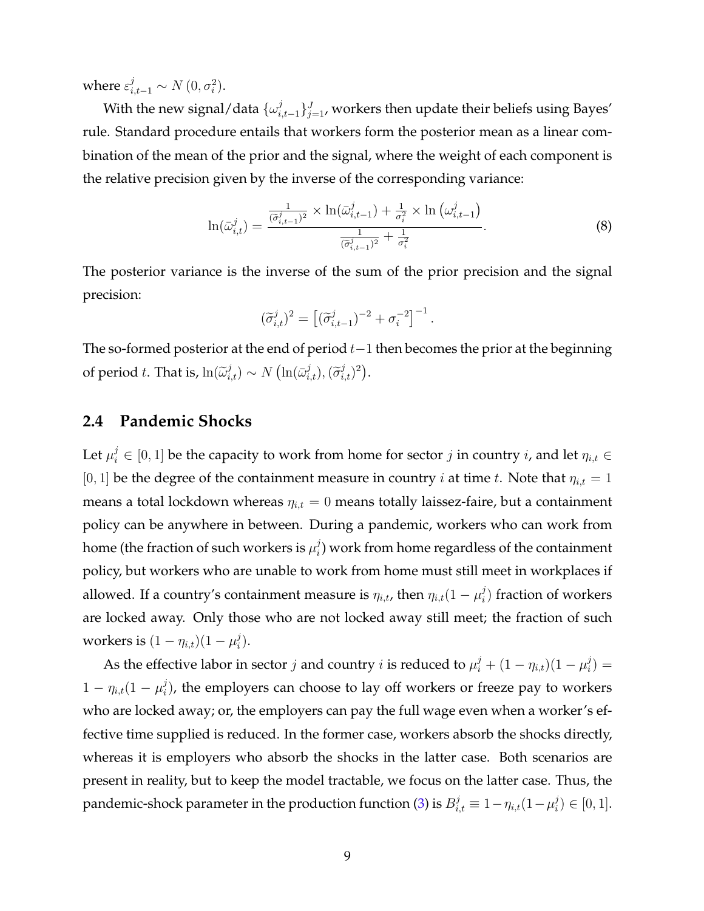where $\varepsilon^j_{i,t-1} \sim N\left(0, \sigma_i^2\right)$.

With the new signal/data $\{\omega^j_{i,t-1}\}_{j=1}^J$, workers then update their beliefs using Bayes' rule. Standard procedure entails that workers form the posterior mean as a linear combination of the mean of the prior and the signal, where the weight of each component is the relative precision given by the inverse of the corresponding variance:

$$
\ln(\bar{\omega}^j_{i,t}) = \frac{\frac{1}{(\widetilde{\sigma}^j_{i,t-1})^2} \times \ln(\bar{\omega}^j_{i,t-1}) + \frac{1}{\sigma_i^2} \times \ln\left(\omega^j_{i,t-1}\right)}{\frac{1}{(\widetilde{\sigma}^j_{i,t-1})^2} + \frac{1}{\sigma_i^2}}. \tag{8}
$$

The posterior variance is the inverse of the sum of the prior precision and the signal precision:

$$
(\widetilde{\sigma}^j_{i,t})^2 = \left[(\widetilde{\sigma}^j_{i,t-1})^{-2} + \sigma_i^{-2}\right]^{-1}.
$$

The so-formed posterior at the end of period $t-1$ then becomes the prior at the beginning of period $t$. That is, $\ln(\widetilde{\omega}^j_{i,t}) \sim N\left(\ln(\bar{\omega}^j_{i,t}), (\widetilde{\sigma}^j_{i,t})^2\right)$.

## 2.4 Pandemic Shocks

Let $\mu_i^j \in [0,1]$ be the capacity to work from home for sector $j$ in country $i$, and let $\eta_{i,t} \in [0,1]$ be the degree of the containment measure in country $i$ at time $t$. Note that $\eta_{i,t} = 1$ means a total lockdown whereas $\eta_{i,t} = 0$ means totally laissez-faire, but a containment policy can be anywhere in between. During a pandemic, workers who can work from home (the fraction of such workers is $\mu_i^j$) work from home regardless of the containment policy, but workers who are unable to work from home must still meet in workplaces if allowed. If a country's containment measure is $\eta_{i,t}$, then $\eta_{i,t}(1-\mu_i^j)$ fraction of workers are locked away. Only those who are not locked away still meet; the fraction of such workers is $(1-\eta_{i,t})(1-\mu_i^j)$.

As the effective labor in sector $j$ and country $i$ is reduced to $\mu_i^j + (1-\eta_{i,t})(1-\mu_i^j) = 1 - \eta_{i,t}(1-\mu_i^j)$, the employers can choose to lay off workers or freeze pay to workers who are locked away; or, the employers can pay the full wage even when a worker's effective time supplied is reduced. In the former case, workers absorb the shocks directly, whereas it is employers who absorb the shocks in the latter case. Both scenarios are present in reality, but to keep the model tractable, we focus on the latter case. Thus, the pandemic-shock parameter in the production function (3) is $B^j_{i,t} \equiv 1 - \eta_{i,t}(1-\mu_i^j) \in [0,1]$.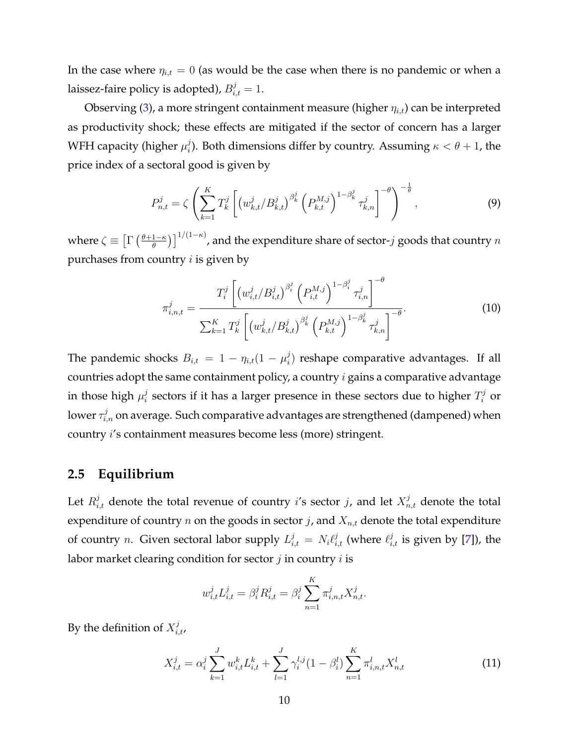In the case where $\eta_{i,t} = 0$ (as would be the case when there is no pandemic or when a laissez-faire policy is adopted), $B^j_{i,t} = 1$.

Observing (3), a more stringent containment measure (higher $\eta_{i,t}$) can be interpreted as productivity shock; these effects are mitigated if the sector of concern has a larger WFH capacity (higher $\mu^j_i$). Both dimensions differ by country. Assuming $\kappa < \theta + 1$, the price index of a sectoral good is given by

$$P^j_{n,t} = \zeta \left( \sum_{k=1}^{K} T^j_k \left[ \left( w^j_{k,t}/B^j_{k,t} \right)^{\beta^j_k} \left( P^{M,j}_{k,t} \right)^{1-\beta^j_k} \tau^j_{k,n} \right]^{-\theta} \right)^{-\frac{1}{\theta}}, \tag{9}$$

where $\zeta \equiv \left[ \Gamma \left( \frac{\theta+1-\kappa}{\theta} \right) \right]^{1/(1-\kappa)}$, and the expenditure share of sector-$j$ goods that country $n$ purchases from country $i$ is given by

$$\pi^j_{i,n,t} = \frac{T^j_i \left[ \left( w^j_{i,t}/B^j_{i,t} \right)^{\beta^j_i} \left( P^{M,j}_{i,t} \right)^{1-\beta^j_i} \tau^j_{i,n} \right]^{-\theta}}{\sum_{k=1}^{K} T^j_k \left[ \left( w^j_{k,t}/B^j_{k,t} \right)^{\beta^j_k} \left( P^{M,j}_{k,t} \right)^{1-\beta^j_k} \tau^j_{k,n} \right]^{-\theta}}. \tag{10}$$

The pandemic shocks $B_{i,t} = 1 - \eta_{i,t}(1 - \mu^j_i)$ reshape comparative advantages. If all countries adopt the same containment policy, a country $i$ gains a comparative advantage in those high $\mu^j_i$ sectors if it has a larger presence in these sectors due to higher $T^j_i$ or lower $\tau^j_{i,n}$ on average. Such comparative advantages are strengthened (dampened) when country $i$'s containment measures become less (more) stringent.

## 2.5 Equilibrium

Let $R^j_{i,t}$ denote the total revenue of country $i$'s sector $j$, and let $X^j_{n,t}$ denote the total expenditure of country $n$ on the goods in sector $j$, and $X_{n,t}$ denote the total expenditure of country $n$. Given sectoral labor supply $L^j_{i,t} = N_i \ell^j_{i,t}$ (where $\ell^j_{i,t}$ is given by [7]), the labor market clearing condition for sector $j$ in country $i$ is

$$w^j_{i,t} L^j_{i,t} = \beta^j_i R^j_{i,t} = \beta^j_i \sum_{n=1}^{K} \pi^j_{i,n,t} X^j_{n,t}.$$

By the definition of $X^j_{i,t}$,

$$X^j_{i,t} = \alpha^j_i \sum_{k=1}^{J} w^k_{i,t} L^k_{i,t} + \sum_{l=1}^{J} \gamma^{l,j}_i (1 - \beta^l_i) \sum_{n=1}^{K} \pi^l_{i,n,t} X^l_{n,t} \tag{11}$$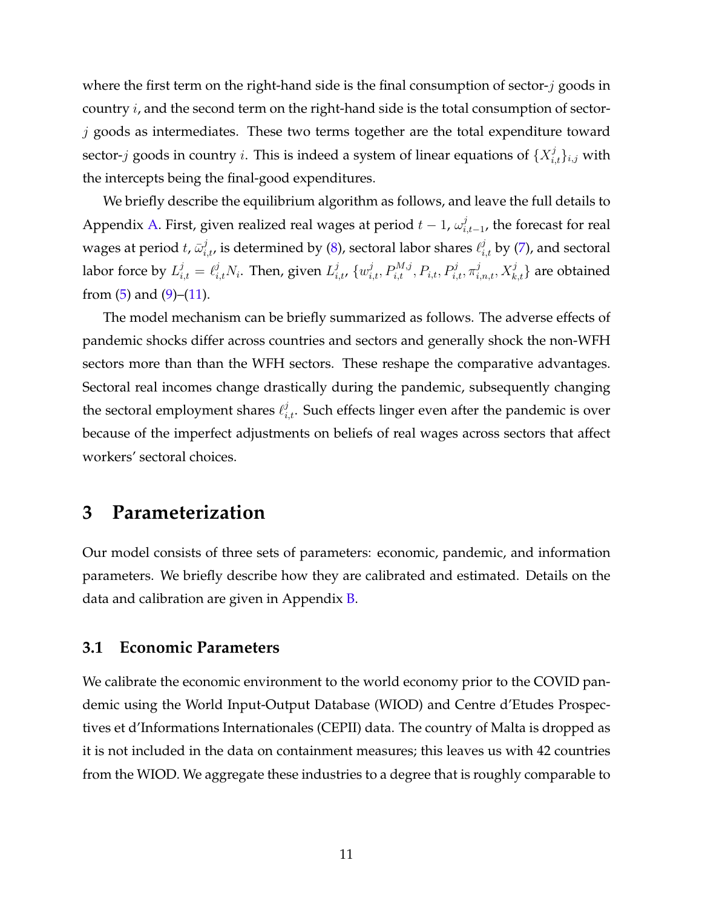where the first term on the right-hand side is the final consumption of sector-$j$ goods in country $i$, and the second term on the right-hand side is the total consumption of sector-$j$ goods as intermediates. These two terms together are the total expenditure toward sector-$j$ goods in country $i$. This is indeed a system of linear equations of $\{X_{i,t}^j\}_{i,j}$ with the intercepts being the final-good expenditures.

We briefly describe the equilibrium algorithm as follows, and leave the full details to Appendix A. First, given realized real wages at period $t-1$, $\omega_{i,t-1}^j$, the forecast for real wages at period $t$, $\bar{\omega}_{i,t}^j$, is determined by (8), sectoral labor shares $\ell_{i,t}^j$ by (7), and sectoral labor force by $L_{i,t}^j = \ell_{i,t}^j N_i$. Then, given $L_{i,t}^j$, $\{w_{i,t}^j, P_{i,t}^{M,j}, P_{i,t}, P_{i,t}^j, \pi_{i,n,t}^j, X_{k,t}^j\}$ are obtained from (5) and (9)–(11).

The model mechanism can be briefly summarized as follows. The adverse effects of pandemic shocks differ across countries and sectors and generally shock the non-WFH sectors more than than the WFH sectors. These reshape the comparative advantages. Sectoral real incomes change drastically during the pandemic, subsequently changing the sectoral employment shares $\ell_{i,t}^j$. Such effects linger even after the pandemic is over because of the imperfect adjustments on beliefs of real wages across sectors that affect workers' sectoral choices.

## 3 Parameterization

Our model consists of three sets of parameters: economic, pandemic, and information parameters. We briefly describe how they are calibrated and estimated. Details on the data and calibration are given in Appendix B.

### 3.1 Economic Parameters

We calibrate the economic environment to the world economy prior to the COVID pandemic using the World Input-Output Database (WIOD) and Centre d'Etudes Prospectives et d'Informations Internationales (CEPII) data. The country of Malta is dropped as it is not included in the data on containment measures; this leaves us with 42 countries from the WIOD. We aggregate these industries to a degree that is roughly comparable to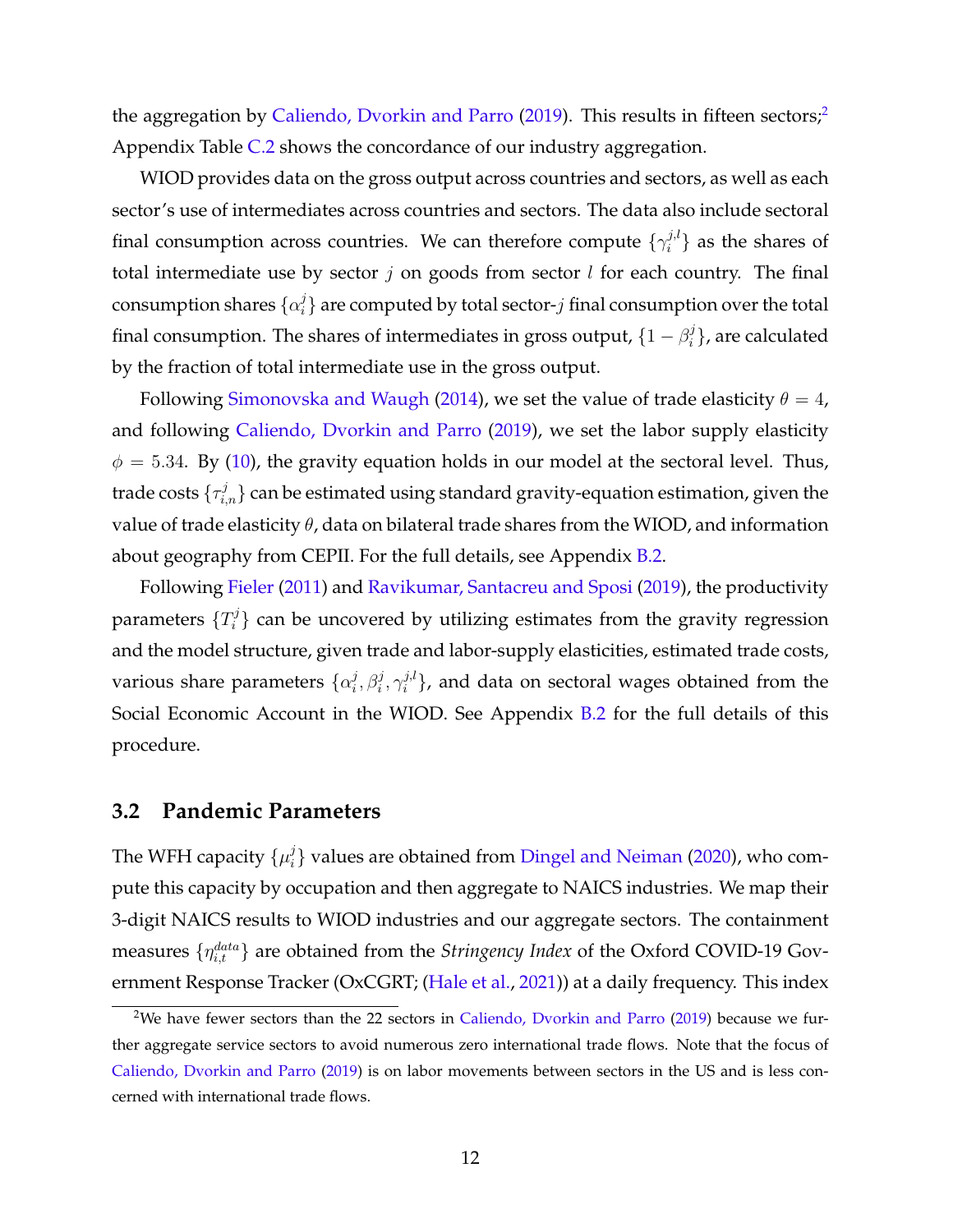the aggregation by Caliendo, Dvorkin and Parro (2019). This results in fifteen sectors;[2] Appendix Table C.2 shows the concordance of our industry aggregation.

WIOD provides data on the gross output across countries and sectors, as well as each sector's use of intermediates across countries and sectors. The data also include sectoral final consumption across countries. We can therefore compute $\{\gamma_i^{j,l}\}$ as the shares of total intermediate use by sector $j$ on goods from sector $l$ for each country. The final consumption shares $\{\alpha_i^j\}$ are computed by total sector-$j$ final consumption over the total final consumption. The shares of intermediates in gross output, $\{1 - \beta_i^j\}$, are calculated by the fraction of total intermediate use in the gross output.

Following Simonovska and Waugh (2014), we set the value of trade elasticity $\theta = 4$, and following Caliendo, Dvorkin and Parro (2019), we set the labor supply elasticity $\phi = 5.34$. By (10), the gravity equation holds in our model at the sectoral level. Thus, trade costs $\{\tau_{i,n}^j\}$ can be estimated using standard gravity-equation estimation, given the value of trade elasticity $\theta$, data on bilateral trade shares from the WIOD, and information about geography from CEPII. For the full details, see Appendix B.2.

Following Fieler (2011) and Ravikumar, Santacreu and Sposi (2019), the productivity parameters $\{T_i^j\}$ can be uncovered by utilizing estimates from the gravity regression and the model structure, given trade and labor-supply elasticities, estimated trade costs, various share parameters $\{\alpha_i^j, \beta_i^j, \gamma_i^{j,l}\}$, and data on sectoral wages obtained from the Social Economic Account in the WIOD. See Appendix B.2 for the full details of this procedure.

## 3.2 Pandemic Parameters

The WFH capacity $\{\mu_i^j\}$ values are obtained from Dingel and Neiman (2020), who compute this capacity by occupation and then aggregate to NAICS industries. We map their 3-digit NAICS results to WIOD industries and our aggregate sectors. The containment measures $\{\eta_{i,t}^{data}\}$ are obtained from the *Stringency Index* of the Oxford COVID-19 Government Response Tracker (OxCGRT; (Hale et al., 2021)) at a daily frequency. This index

[2] We have fewer sectors than the 22 sectors in Caliendo, Dvorkin and Parro (2019) because we further aggregate service sectors to avoid numerous zero international trade flows. Note that the focus of Caliendo, Dvorkin and Parro (2019) is on labor movements between sectors in the US and is less concerned with international trade flows.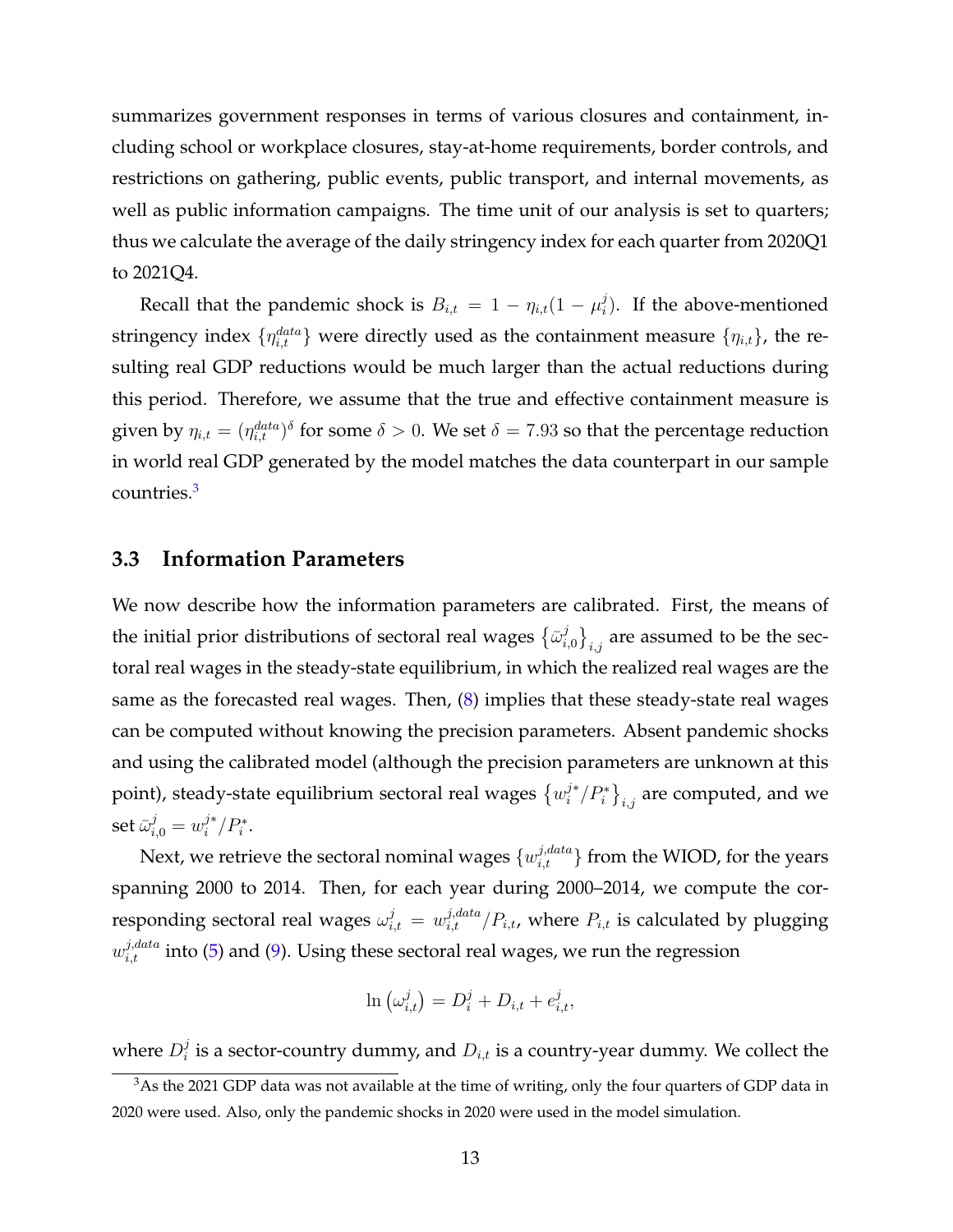summarizes government responses in terms of various closures and containment, including school or workplace closures, stay-at-home requirements, border controls, and restrictions on gathering, public events, public transport, and internal movements, as well as public information campaigns. The time unit of our analysis is set to quarters; thus we calculate the average of the daily stringency index for each quarter from 2020Q1 to 2021Q4.

Recall that the pandemic shock is $B_{i,t} = 1 - \eta_{i,t}(1 - \mu_i^j)$. If the above-mentioned stringency index $\{\eta_{i,t}^{data}\}$ were directly used as the containment measure $\{\eta_{i,t}\}$, the resulting real GDP reductions would be much larger than the actual reductions during this period. Therefore, we assume that the true and effective containment measure is given by $\eta_{i,t} = (\eta_{i,t}^{data})^{\delta}$ for some $\delta > 0$. We set $\delta = 7.93$ so that the percentage reduction in world real GDP generated by the model matches the data counterpart in our sample countries.[3]

### 3.3 Information Parameters

We now describe how the information parameters are calibrated. First, the means of the initial prior distributions of sectoral real wages $\{\bar{\omega}_{i,0}^j\}_{i,j}$ are assumed to be the sectoral real wages in the steady-state equilibrium, in which the realized real wages are the same as the forecasted real wages. Then, (8) implies that these steady-state real wages can be computed without knowing the precision parameters. Absent pandemic shocks and using the calibrated model (although the precision parameters are unknown at this point), steady-state equilibrium sectoral real wages $\{w_i^{j*}/P_i^*\}_{i,j}$ are computed, and we set $\bar{\omega}_{i,0}^j = w_i^{j*}/P_i^*$.

Next, we retrieve the sectoral nominal wages $\{w_{i,t}^{j,data}\}$ from the WIOD, for the years spanning 2000 to 2014. Then, for each year during 2000–2014, we compute the corresponding sectoral real wages $\omega_{i,t}^j = w_{i,t}^{j,data}/P_{i,t}$, where $P_{i,t}$ is calculated by plugging $w_{i,t}^{j,data}$ into (5) and (9). Using these sectoral real wages, we run the regression

$$\ln\left(\omega_{i,t}^j\right) = D_i^j + D_{i,t} + e_{i,t}^j,$$

where $D_i^j$ is a sector-country dummy, and $D_{i,t}$ is a country-year dummy. We collect the

[3] As the 2021 GDP data was not available at the time of writing, only the four quarters of GDP data in 2020 were used. Also, only the pandemic shocks in 2020 were used in the model simulation.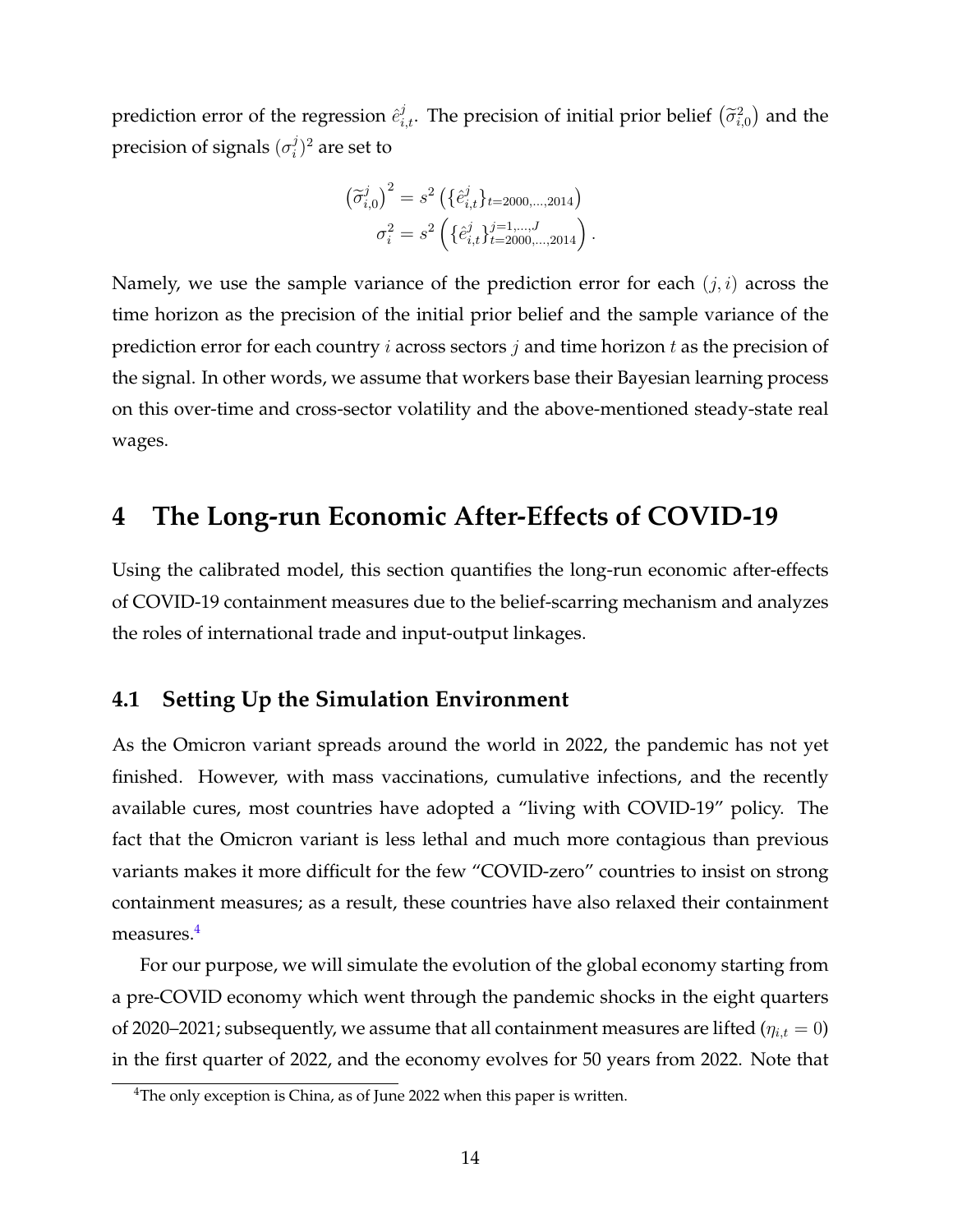prediction error of the regression $\hat{e}^j_{i,t}$. The precision of initial prior belief $\left(\widetilde{\sigma}^2_{i,0}\right)$ and the precision of signals $(\sigma^j_i)^2$ are set to

$$
\begin{aligned}
\left(\widetilde{\sigma}^j_{i,0}\right)^2 &= s^2\left(\{\hat{e}^j_{i,t}\}_{t=2000,\ldots,2014}\right) \\
\sigma^2_i &= s^2\left(\{\hat{e}^j_{i,t}\}^{j=1,\ldots,J}_{t=2000,\ldots,2014}\right).
\end{aligned}
$$

Namely, we use the sample variance of the prediction error for each $(j, i)$ across the time horizon as the precision of the initial prior belief and the sample variance of the prediction error for each country $i$ across sectors $j$ and time horizon $t$ as the precision of the signal. In other words, we assume that workers base their Bayesian learning process on this over-time and cross-sector volatility and the above-mentioned steady-state real wages.

# 4 The Long-run Economic After-Effects of COVID-19

Using the calibrated model, this section quantifies the long-run economic after-effects of COVID-19 containment measures due to the belief-scarring mechanism and analyzes the roles of international trade and input-output linkages.

## 4.1 Setting Up the Simulation Environment

As the Omicron variant spreads around the world in 2022, the pandemic has not yet finished. However, with mass vaccinations, cumulative infections, and the recently available cures, most countries have adopted a "living with COVID-19" policy. The fact that the Omicron variant is less lethal and much more contagious than previous variants makes it more difficult for the few "COVID-zero" countries to insist on strong containment measures; as a result, these countries have also relaxed their containment measures.[4]

For our purpose, we will simulate the evolution of the global economy starting from a pre-COVID economy which went through the pandemic shocks in the eight quarters of 2020–2021; subsequently, we assume that all containment measures are lifted ($\eta_{i,t} = 0$) in the first quarter of 2022, and the economy evolves for 50 years from 2022. Note that

[4] The only exception is China, as of June 2022 when this paper is written.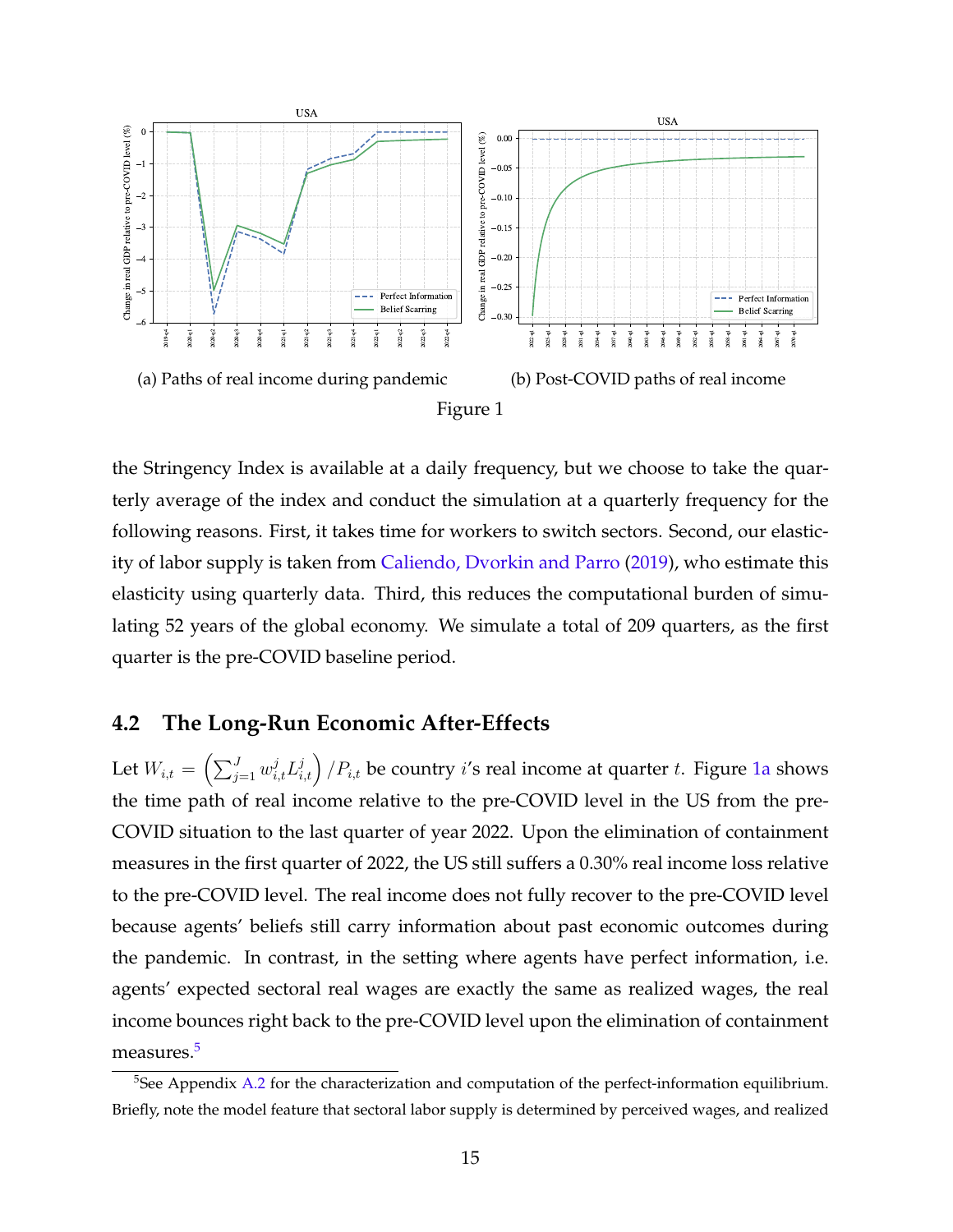(a) Paths of real income during pandemic

(b) Post-COVID paths of real income

Figure 1

the Stringency Index is available at a daily frequency, but we choose to take the quarterly average of the index and conduct the simulation at a quarterly frequency for the following reasons. First, it takes time for workers to switch sectors. Second, our elasticity of labor supply is taken from Caliendo, Dvorkin and Parro (2019), who estimate this elasticity using quarterly data. Third, this reduces the computational burden of simulating 52 years of the global economy. We simulate a total of 209 quarters, as the first quarter is the pre-COVID baseline period.

## 4.2 The Long-Run Economic After-Effects

Let $W_{i,t} = \left(\sum_{j=1}^{J} w_{i,t}^{j} L_{i,t}^{j}\right) / P_{i,t}$ be country $i$'s real income at quarter $t$. Figure 1a shows the time path of real income relative to the pre-COVID level in the US from the pre-COVID situation to the last quarter of year 2022. Upon the elimination of containment measures in the first quarter of 2022, the US still suffers a 0.30% real income loss relative to the pre-COVID level. The real income does not fully recover to the pre-COVID level because agents' beliefs still carry information about past economic outcomes during the pandemic. In contrast, in the setting where agents have perfect information, i.e. agents' expected sectoral real wages are exactly the same as realized wages, the real income bounces right back to the pre-COVID level upon the elimination of containment measures.[5]

[5]See Appendix A.2 for the characterization and computation of the perfect-information equilibrium. Briefly, note the model feature that sectoral labor supply is determined by perceived wages, and realized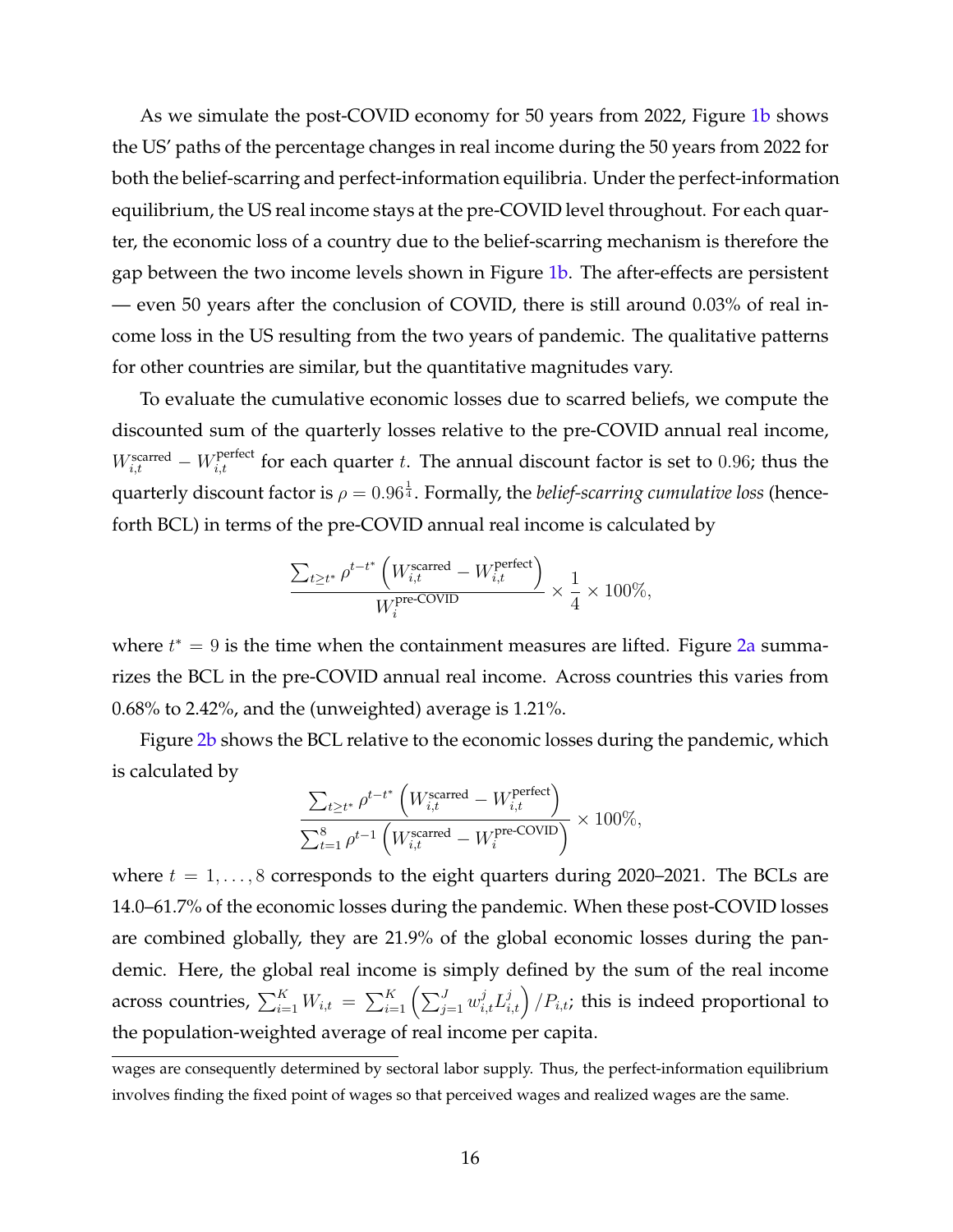As we simulate the post-COVID economy for 50 years from 2022, Figure 1b shows the US' paths of the percentage changes in real income during the 50 years from 2022 for both the belief-scarring and perfect-information equilibria. Under the perfect-information equilibrium, the US real income stays at the pre-COVID level throughout. For each quarter, the economic loss of a country due to the belief-scarring mechanism is therefore the gap between the two income levels shown in Figure 1b. The after-effects are persistent — even 50 years after the conclusion of COVID, there is still around 0.03% of real income loss in the US resulting from the two years of pandemic. The qualitative patterns for other countries are similar, but the quantitative magnitudes vary.

To evaluate the cumulative economic losses due to scarred beliefs, we compute the discounted sum of the quarterly losses relative to the pre-COVID annual real income, $W_{i,t}^{\text{scarred}} - W_{i,t}^{\text{perfect}}$ for each quarter $t$. The annual discount factor is set to $0.96$; thus the quarterly discount factor is $\rho = 0.96^{\frac{1}{4}}$. Formally, the *belief-scarring cumulative loss* (henceforth BCL) in terms of the pre-COVID annual real income is calculated by

$$\frac{\sum_{t \geq t^*} \rho^{t-t^*} \left( W_{i,t}^{\text{scarred}} - W_{i,t}^{\text{perfect}} \right)}{W_i^{\text{pre-COVID}}} \times \frac{1}{4} \times 100\%,$$

where $t^* = 9$ is the time when the containment measures are lifted. Figure 2a summarizes the BCL in the pre-COVID annual real income. Across countries this varies from 0.68% to 2.42%, and the (unweighted) average is 1.21%.

Figure 2b shows the BCL relative to the economic losses during the pandemic, which is calculated by

$$\frac{\sum_{t \geq t^*} \rho^{t-t^*} \left( W_{i,t}^{\text{scarred}} - W_{i,t}^{\text{perfect}} \right)}{\sum_{t=1}^{8} \rho^{t-1} \left( W_{i,t}^{\text{scarred}} - W_i^{\text{pre-COVID}} \right)} \times 100\%,$$

where $t = 1, \ldots, 8$ corresponds to the eight quarters during 2020–2021. The BCLs are 14.0–61.7% of the economic losses during the pandemic. When these post-COVID losses are combined globally, they are 21.9% of the global economic losses during the pandemic. Here, the global real income is simply defined by the sum of the real income across countries, $\sum_{i=1}^{K} W_{i,t} = \sum_{i=1}^{K} \left( \sum_{j=1}^{J} w_{i,t}^{j} L_{i,t}^{j} \right) / P_{i,t}$; this is indeed proportional to the population-weighted average of real income per capita.

wages are consequently determined by sectoral labor supply. Thus, the perfect-information equilibrium involves finding the fixed point of wages so that perceived wages and realized wages are the same.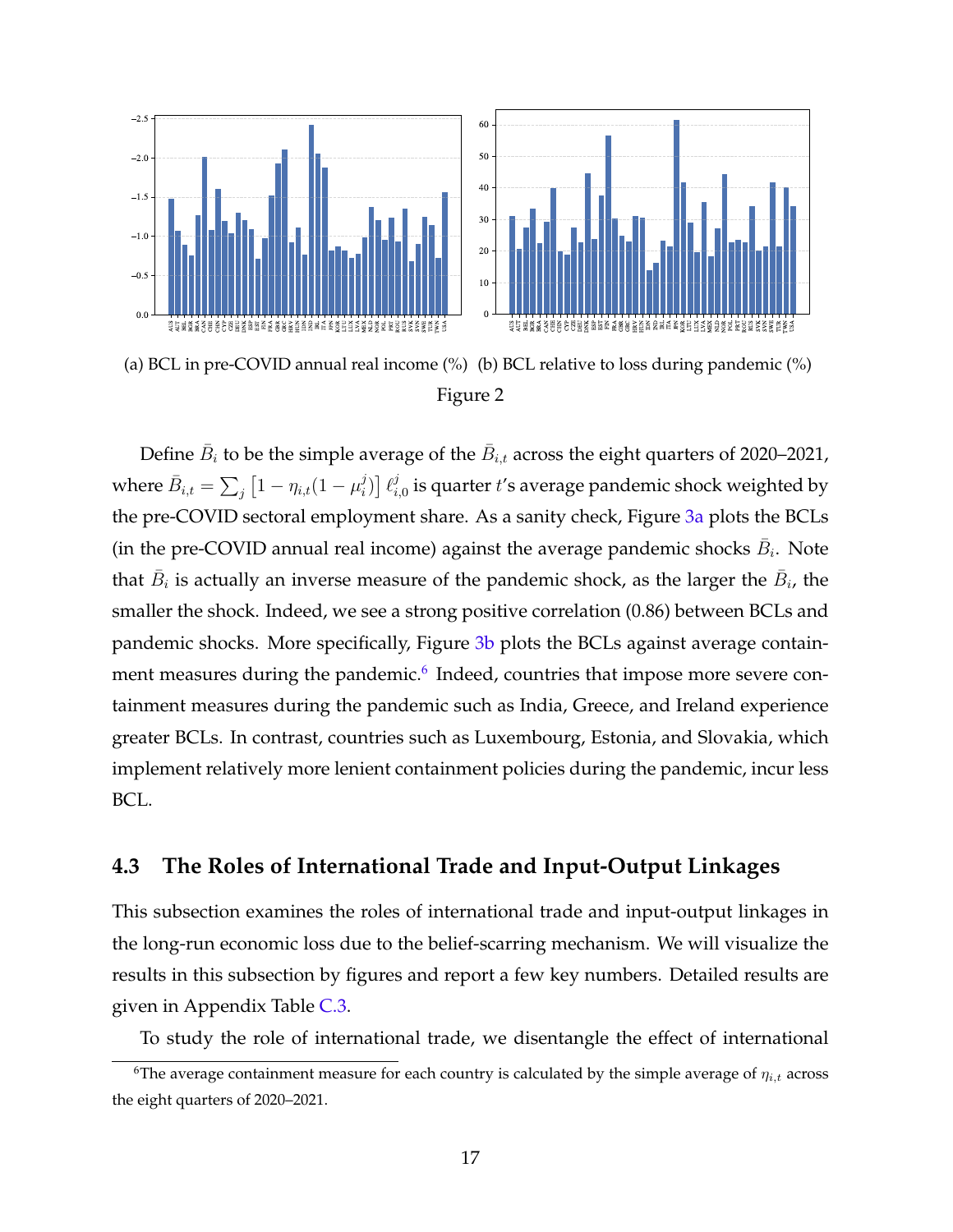(a) BCL in pre-COVID annual real income (%) (b) BCL relative to loss during pandemic (%)

Figure 2

Define $\bar{B}_i$ to be the simple average of the $\bar{B}_{i,t}$ across the eight quarters of 2020–2021, where $\bar{B}_{i,t} = \sum_j \left[1 - \eta_{i,t}(1 - \mu_i^j)\right] \ell_{i,0}^j$ is quarter $t$'s average pandemic shock weighted by the pre-COVID sectoral employment share. As a sanity check, Figure 3a plots the BCLs (in the pre-COVID annual real income) against the average pandemic shocks $\bar{B}_i$. Note that $\bar{B}_i$ is actually an inverse measure of the pandemic shock, as the larger the $\bar{B}_i$, the smaller the shock. Indeed, we see a strong positive correlation (0.86) between BCLs and pandemic shocks. More specifically, Figure 3b plots the BCLs against average containment measures during the pandemic.[6] Indeed, countries that impose more severe containment measures during the pandemic such as India, Greece, and Ireland experience greater BCLs. In contrast, countries such as Luxembourg, Estonia, and Slovakia, which implement relatively more lenient containment policies during the pandemic, incur less BCL.

## 4.3 The Roles of International Trade and Input-Output Linkages

This subsection examines the roles of international trade and input-output linkages in the long-run economic loss due to the belief-scarring mechanism. We will visualize the results in this subsection by figures and report a few key numbers. Detailed results are given in Appendix Table C.3.

To study the role of international trade, we disentangle the effect of international

[6] The average containment measure for each country is calculated by the simple average of $\eta_{i,t}$ across the eight quarters of 2020–2021.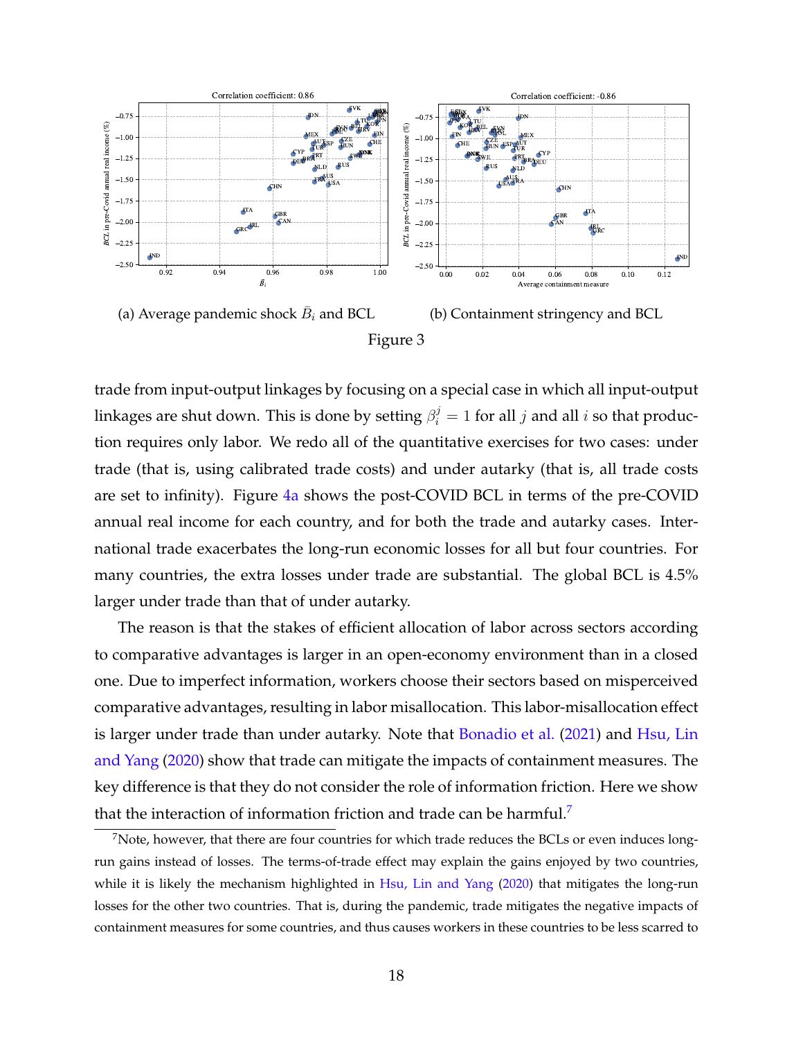(a) Average pandemic shock $\bar{B}_i$ and BCL

(b) Containment stringency and BCL

Figure 3

trade from input-output linkages by focusing on a special case in which all input-output linkages are shut down. This is done by setting $\beta_i^j = 1$ for all $j$ and all $i$ so that production requires only labor. We redo all of the quantitative exercises for two cases: under trade (that is, using calibrated trade costs) and under autarky (that is, all trade costs are set to infinity). Figure 4a shows the post-COVID BCL in terms of the pre-COVID annual real income for each country, and for both the trade and autarky cases. International trade exacerbates the long-run economic losses for all but four countries. For many countries, the extra losses under trade are substantial. The global BCL is 4.5% larger under trade than that of under autarky.

The reason is that the stakes of efficient allocation of labor across sectors according to comparative advantages is larger in an open-economy environment than in a closed one. Due to imperfect information, workers choose their sectors based on misperceived comparative advantages, resulting in labor misallocation. This labor-misallocation effect is larger under trade than under autarky. Note that Bonadio et al. (2021) and Hsu, Lin and Yang (2020) show that trade can mitigate the impacts of containment measures. The key difference is that they do not consider the role of information friction. Here we show that the interaction of information friction and trade can be harmful.[7]

[7]Note, however, that there are four countries for which trade reduces the BCLs or even induces long-run gains instead of losses. The terms-of-trade effect may explain the gains enjoyed by two countries, while it is likely the mechanism highlighted in Hsu, Lin and Yang (2020) that mitigates the long-run losses for the other two countries. That is, during the pandemic, trade mitigates the negative impacts of containment measures for some countries, and thus causes workers in these countries to be less scarred to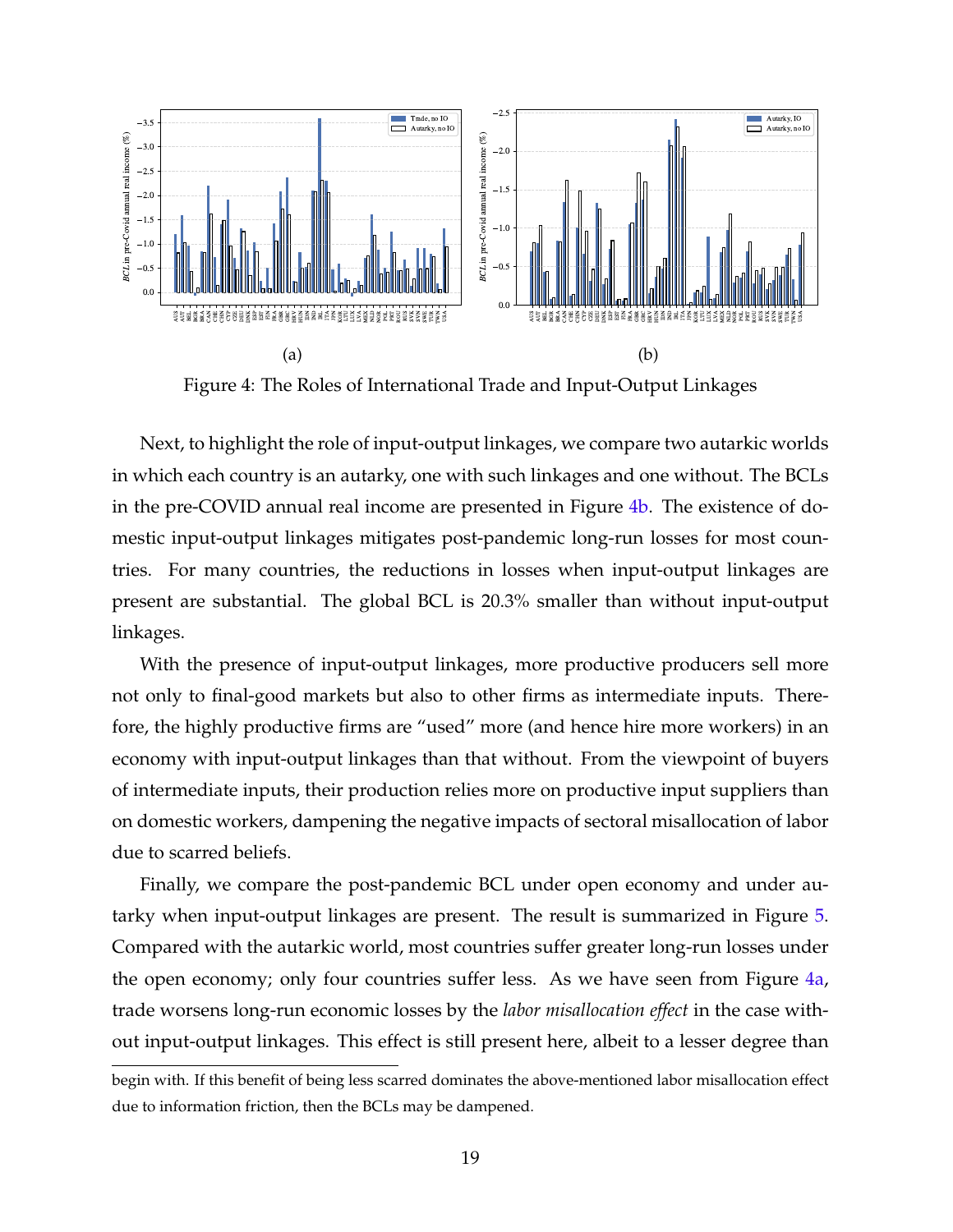(a)

(b)

Figure 4: The Roles of International Trade and Input-Output Linkages

Next, to highlight the role of input-output linkages, we compare two autarkic worlds in which each country is an autarky, one with such linkages and one without. The BCLs in the pre-COVID annual real income are presented in Figure 4b. The existence of domestic input-output linkages mitigates post-pandemic long-run losses for most countries. For many countries, the reductions in losses when input-output linkages are present are substantial. The global BCL is 20.3% smaller than without input-output linkages.

With the presence of input-output linkages, more productive producers sell more not only to final-good markets but also to other firms as intermediate inputs. Therefore, the highly productive firms are "used" more (and hence hire more workers) in an economy with input-output linkages than that without. From the viewpoint of buyers of intermediate inputs, their production relies more on productive input suppliers than on domestic workers, dampening the negative impacts of sectoral misallocation of labor due to scarred beliefs.

Finally, we compare the post-pandemic BCL under open economy and under autarky when input-output linkages are present. The result is summarized in Figure 5. Compared with the autarkic world, most countries suffer greater long-run losses under the open economy; only four countries suffer less. As we have seen from Figure 4a, trade worsens long-run economic losses by the *labor misallocation effect* in the case without input-output linkages. This effect is still present here, albeit to a lesser degree than

begin with. If this benefit of being less scarred dominates the above-mentioned labor misallocation effect due to information friction, then the BCLs may be dampened.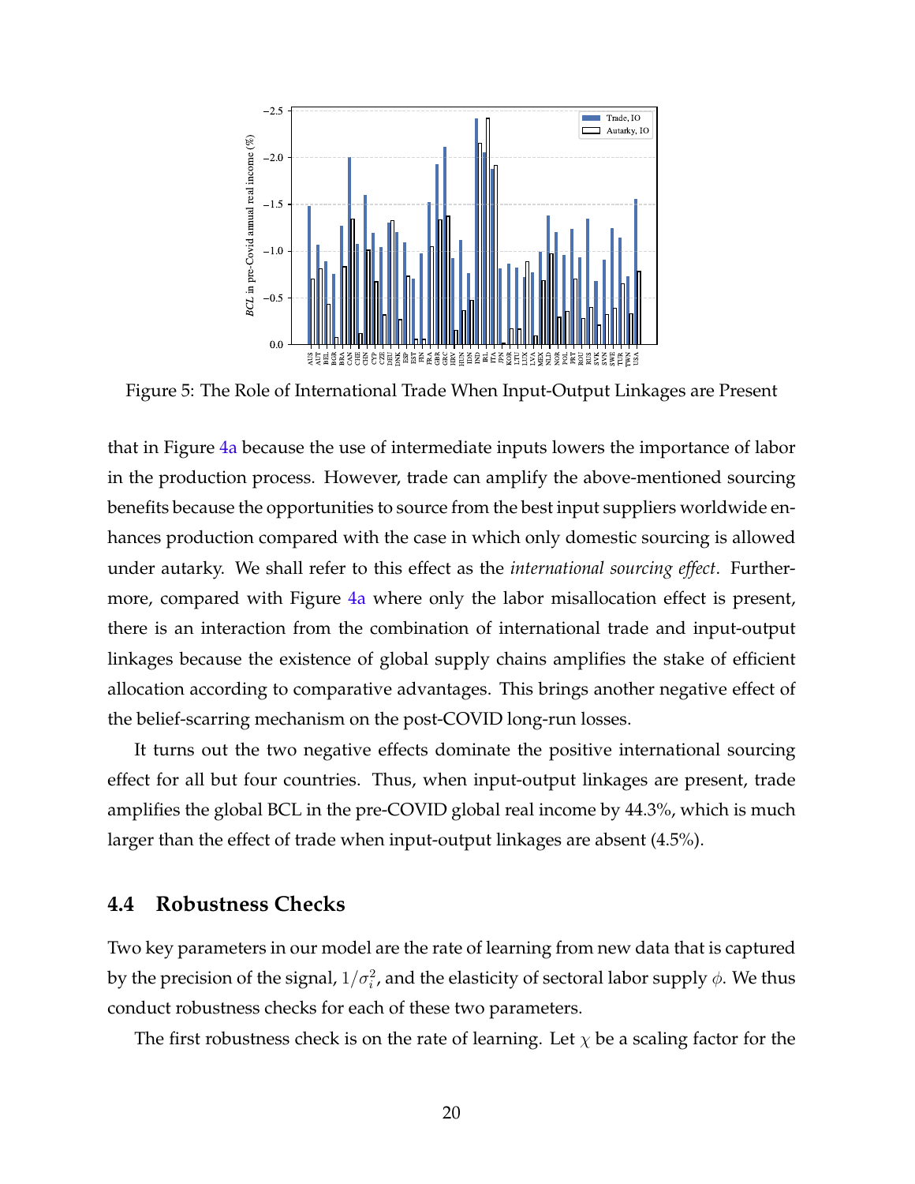Figure 5: The Role of International Trade When Input-Output Linkages are Present

that in Figure 4a because the use of intermediate inputs lowers the importance of labor in the production process. However, trade can amplify the above-mentioned sourcing benefits because the opportunities to source from the best input suppliers worldwide enhances production compared with the case in which only domestic sourcing is allowed under autarky. We shall refer to this effect as the *international sourcing effect*. Furthermore, compared with Figure 4a where only the labor misallocation effect is present, there is an interaction from the combination of international trade and input-output linkages because the existence of global supply chains amplifies the stake of efficient allocation according to comparative advantages. This brings another negative effect of the belief-scarring mechanism on the post-COVID long-run losses.

It turns out the two negative effects dominate the positive international sourcing effect for all but four countries. Thus, when input-output linkages are present, trade amplifies the global BCL in the pre-COVID global real income by 44.3%, which is much larger than the effect of trade when input-output linkages are absent (4.5%).

## 4.4 Robustness Checks

Two key parameters in our model are the rate of learning from new data that is captured by the precision of the signal, $1/\sigma_i^2$, and the elasticity of sectoral labor supply $\phi$. We thus conduct robustness checks for each of these two parameters.

The first robustness check is on the rate of learning. Let $\chi$ be a scaling factor for the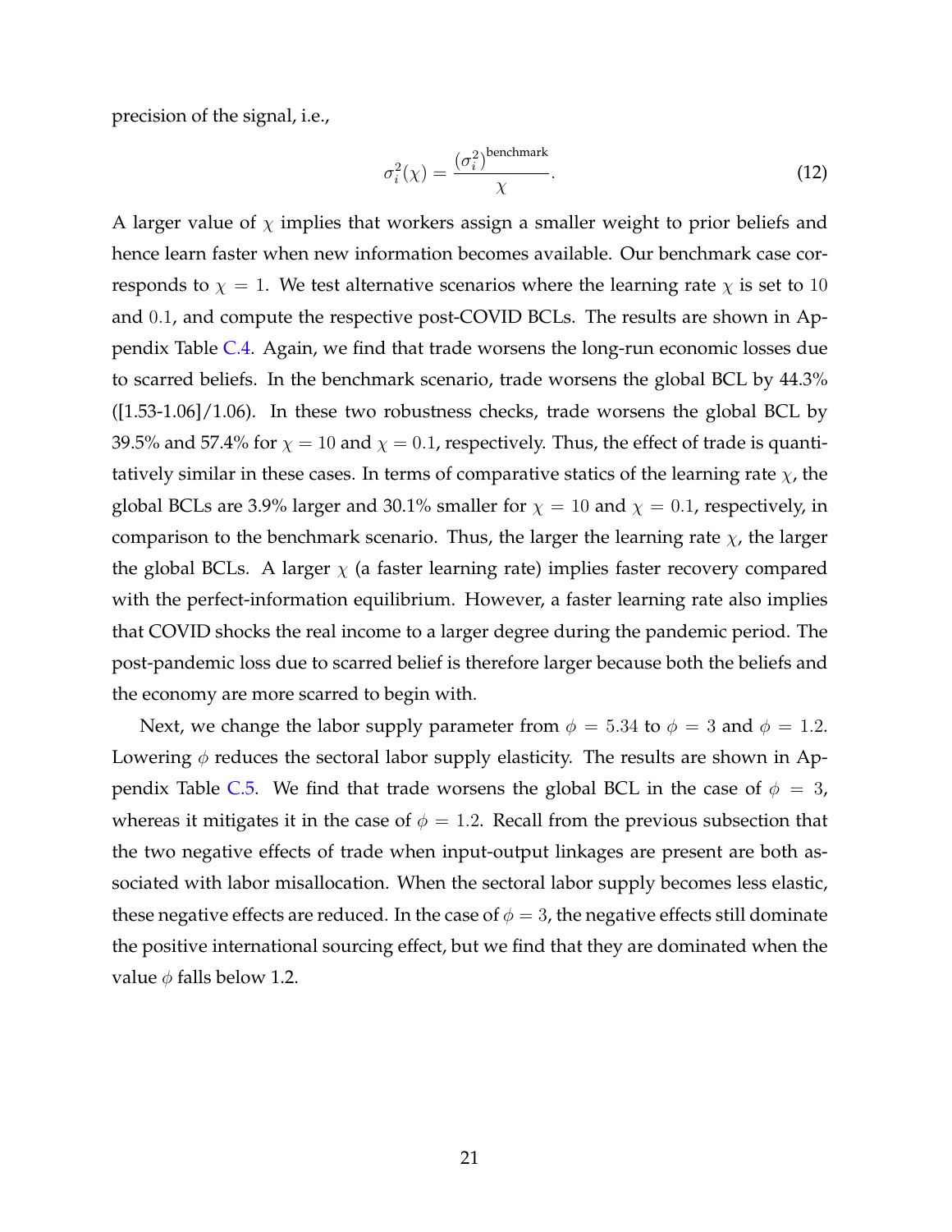precision of the signal, i.e.,

$$\sigma_i^2(\chi) = \frac{(\sigma_i^2)^{\text{benchmark}}}{\chi}. \tag{12}$$

A larger value of $\chi$ implies that workers assign a smaller weight to prior beliefs and hence learn faster when new information becomes available. Our benchmark case corresponds to $\chi = 1$. We test alternative scenarios where the learning rate $\chi$ is set to $10$ and $0.1$, and compute the respective post-COVID BCLs. The results are shown in Appendix Table C.4. Again, we find that trade worsens the long-run economic losses due to scarred beliefs. In the benchmark scenario, trade worsens the global BCL by 44.3% ([1.53-1.06]/1.06). In these two robustness checks, trade worsens the global BCL by 39.5% and 57.4% for $\chi = 10$ and $\chi = 0.1$, respectively. Thus, the effect of trade is quantitatively similar in these cases. In terms of comparative statics of the learning rate $\chi$, the global BCLs are 3.9% larger and 30.1% smaller for $\chi = 10$ and $\chi = 0.1$, respectively, in comparison to the benchmark scenario. Thus, the larger the learning rate $\chi$, the larger the global BCLs. A larger $\chi$ (a faster learning rate) implies faster recovery compared with the perfect-information equilibrium. However, a faster learning rate also implies that COVID shocks the real income to a larger degree during the pandemic period. The post-pandemic loss due to scarred belief is therefore larger because both the beliefs and the economy are more scarred to begin with.

Next, we change the labor supply parameter from $\phi = 5.34$ to $\phi = 3$ and $\phi = 1.2$. Lowering $\phi$ reduces the sectoral labor supply elasticity. The results are shown in Appendix Table C.5. We find that trade worsens the global BCL in the case of $\phi = 3$, whereas it mitigates it in the case of $\phi = 1.2$. Recall from the previous subsection that the two negative effects of trade when input-output linkages are present are both associated with labor misallocation. When the sectoral labor supply becomes less elastic, these negative effects are reduced. In the case of $\phi = 3$, the negative effects still dominate the positive international sourcing effect, but we find that they are dominated when the value $\phi$ falls below 1.2.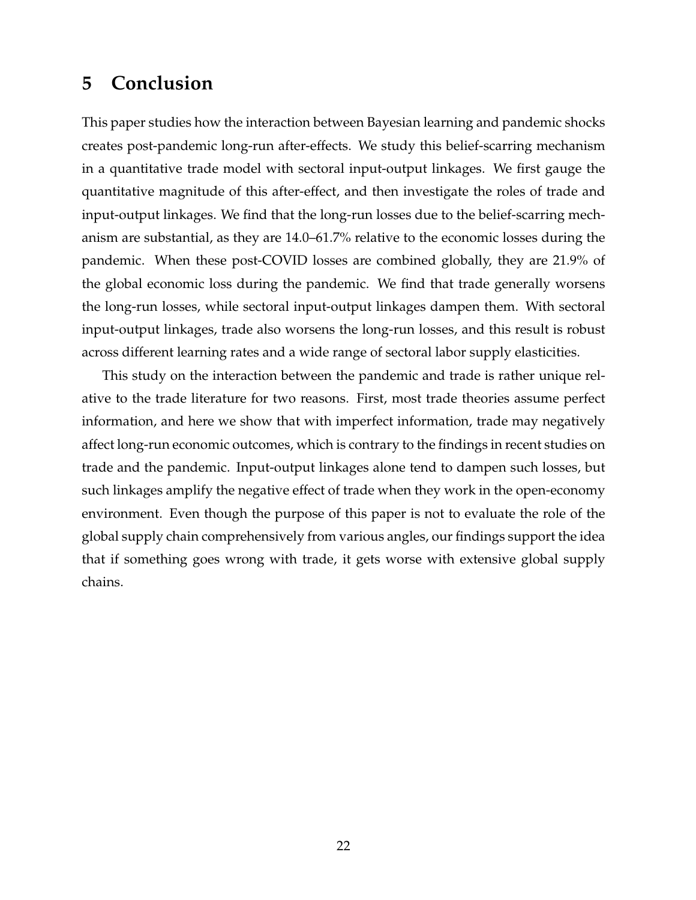# 5 Conclusion

This paper studies how the interaction between Bayesian learning and pandemic shocks creates post-pandemic long-run after-effects. We study this belief-scarring mechanism in a quantitative trade model with sectoral input-output linkages. We first gauge the quantitative magnitude of this after-effect, and then investigate the roles of trade and input-output linkages. We find that the long-run losses due to the belief-scarring mechanism are substantial, as they are 14.0–61.7% relative to the economic losses during the pandemic. When these post-COVID losses are combined globally, they are 21.9% of the global economic loss during the pandemic. We find that trade generally worsens the long-run losses, while sectoral input-output linkages dampen them. With sectoral input-output linkages, trade also worsens the long-run losses, and this result is robust across different learning rates and a wide range of sectoral labor supply elasticities.

This study on the interaction between the pandemic and trade is rather unique relative to the trade literature for two reasons. First, most trade theories assume perfect information, and here we show that with imperfect information, trade may negatively affect long-run economic outcomes, which is contrary to the findings in recent studies on trade and the pandemic. Input-output linkages alone tend to dampen such losses, but such linkages amplify the negative effect of trade when they work in the open-economy environment. Even though the purpose of this paper is not to evaluate the role of the global supply chain comprehensively from various angles, our findings support the idea that if something goes wrong with trade, it gets worse with extensive global supply chains.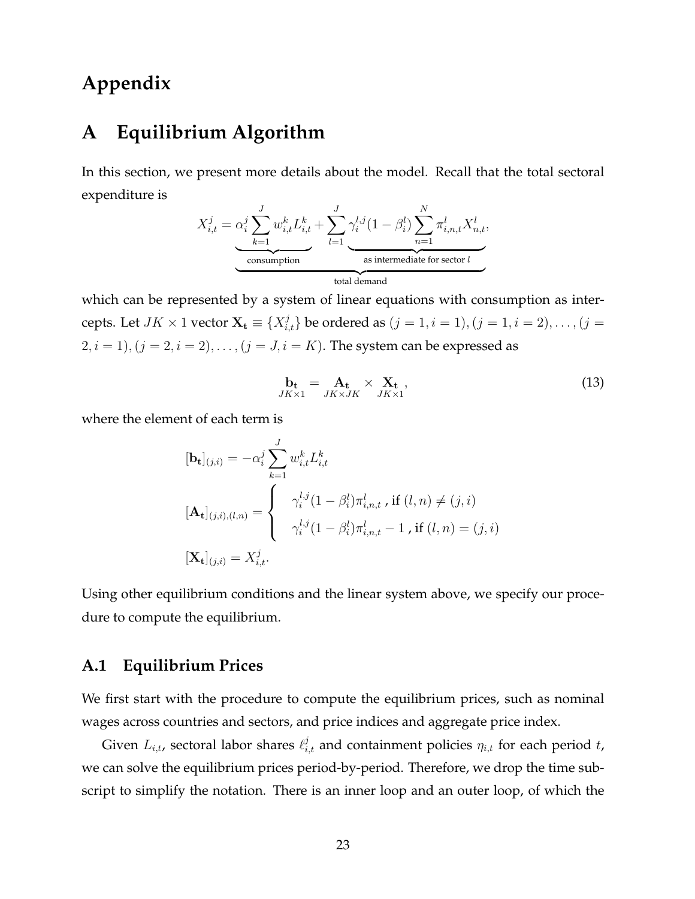# Appendix

# A Equilibrium Algorithm

In this section, we present more details about the model. Recall that the total sectoral expenditure is

$$X_{i,t}^{j} = \underbrace{\underbrace{\alpha_i^j \sum_{k=1}^{J} w_{i,t}^k L_{i,t}^k}_{\text{consumption}} + \sum_{l=1}^{J} \underbrace{\gamma_i^{l,j}(1-\beta_i^l) \sum_{n=1}^{N} \pi_{i,n,t}^l X_{n,t}^l}_{\text{as intermediate for sector } l}}_{\text{total demand}},$$

which can be represented by a system of linear equations with consumption as intercepts. Let $JK \times 1$ vector $\mathbf{X_t} \equiv \{X_{i,t}^j\}$ be ordered as $(j=1, i=1), (j=1, i=2), \ldots, (j=2, i=1), (j=2, i=2), \ldots, (j=J, i=K)$. The system can be expressed as

$$\underset{JK\times 1}{\mathbf{b_t}} = \underset{JK\times JK}{\mathbf{A_t}} \times \underset{JK\times 1}{\mathbf{X_t}}, \tag{13}$$

where the element of each term is

$$[\mathbf{b_t}]_{(j,i)} = -\alpha_i^j \sum_{k=1}^{J} w_{i,t}^k L_{i,t}^k$$

$$[\mathbf{A_t}]_{(j,i),(l,n)} = \begin{cases} \gamma_i^{l,j}(1-\beta_i^l)\pi_{i,n,t}^l \text{, if } (l,n) \neq (j,i) \\ \gamma_i^{l,j}(1-\beta_i^l)\pi_{i,n,t}^l - 1 \text{, if } (l,n) = (j,i) \end{cases}$$

$$[\mathbf{X_t}]_{(j,i)} = X_{i,t}^j.$$

Using other equilibrium conditions and the linear system above, we specify our procedure to compute the equilibrium.

## A.1 Equilibrium Prices

We first start with the procedure to compute the equilibrium prices, such as nominal wages across countries and sectors, and price indices and aggregate price index.

Given $L_{i,t}$, sectoral labor shares $\ell_{i,t}^j$ and containment policies $\eta_{i,t}$ for each period $t$, we can solve the equilibrium prices period-by-period. Therefore, we drop the time subscript to simplify the notation. There is an inner loop and an outer loop, of which the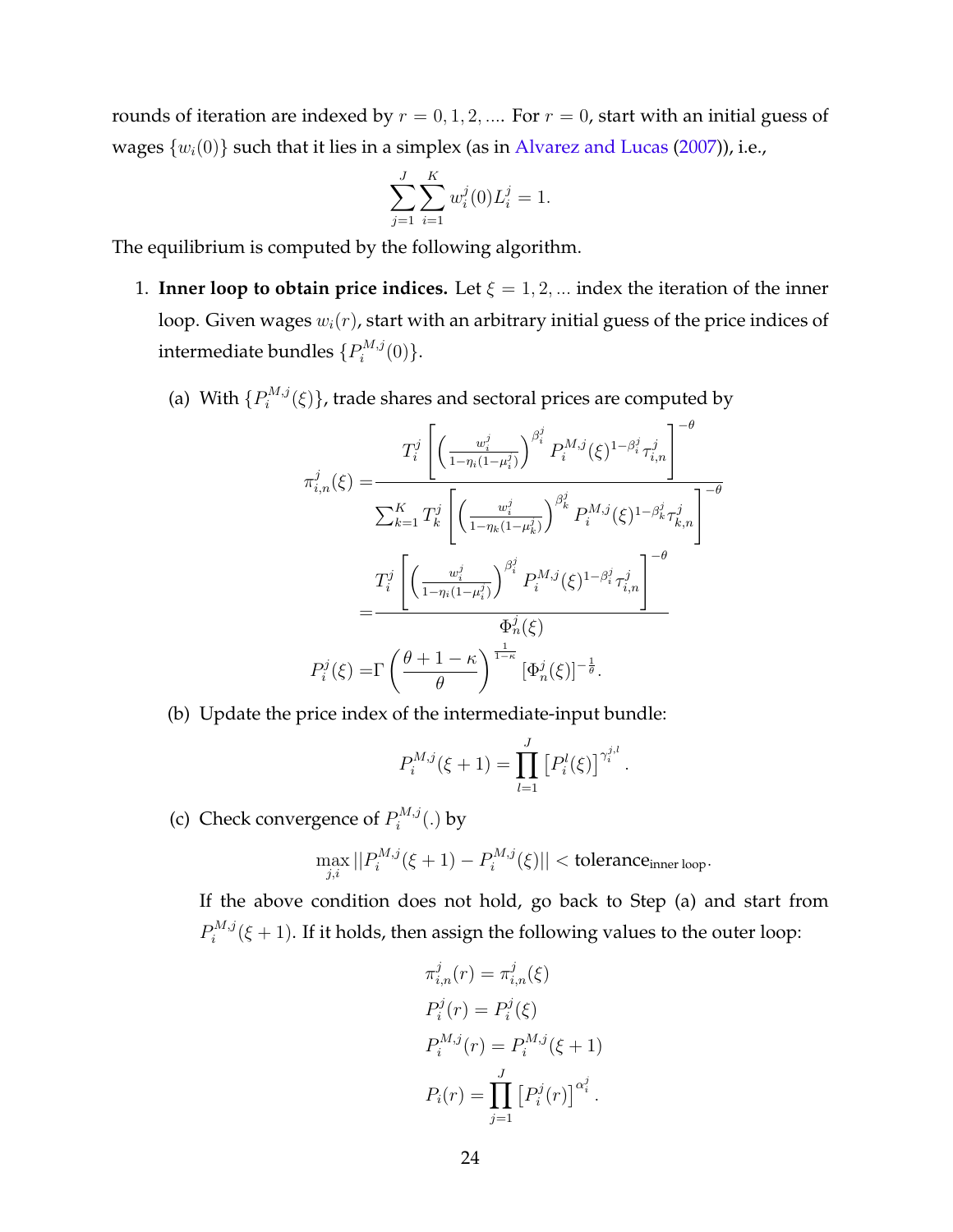rounds of iteration are indexed by $r = 0, 1, 2, ....$ For $r = 0$, start with an initial guess of wages $\{w_i(0)\}$ such that it lies in a simplex (as in Alvarez and Lucas (2007)), i.e.,

$$\sum_{j=1}^{J}\sum_{i=1}^{K} w_i^j(0) L_i^j = 1.$$

The equilibrium is computed by the following algorithm.

1. **Inner loop to obtain price indices.** Let $\xi = 1, 2, ...$ index the iteration of the inner loop. Given wages $w_i(r)$, start with an arbitrary initial guess of the price indices of intermediate bundles $\{P_i^{M,j}(0)\}$.

   (a) With $\{P_i^{M,j}(\xi)\}$, trade shares and sectoral prices are computed by

   $$\begin{aligned}
   \pi_{i,n}^j(\xi) =& \frac{T_i^j \left[ \left( \frac{w_i^j}{1-\eta_i(1-\mu_i^j)} \right)^{\beta_i^j} P_i^{M,j}(\xi)^{1-\beta_i^j} \tau_{i,n}^j \right]^{-\theta}}{\sum_{k=1}^{K} T_k^j \left[ \left( \frac{w_i^j}{1-\eta_k(1-\mu_k^j)} \right)^{\beta_k^j} P_i^{M,j}(\xi)^{1-\beta_k^j} \tau_{k,n}^j \right]^{-\theta}} \\
   =& \frac{T_i^j \left[ \left( \frac{w_i^j}{1-\eta_i(1-\mu_i^j)} \right)^{\beta_i^j} P_i^{M,j}(\xi)^{1-\beta_i^j} \tau_{i,n}^j \right]^{-\theta}}{\Phi_n^j(\xi)} \\
   P_i^j(\xi) =& \Gamma\left( \frac{\theta + 1 - \kappa}{\theta} \right)^{\frac{1}{1-\kappa}} [\Phi_n^j(\xi)]^{-\frac{1}{\theta}}.
   \end{aligned}$$

   (b) Update the price index of the intermediate-input bundle:

   $$P_i^{M,j}(\xi + 1) = \prod_{l=1}^{J} \left[ P_i^l(\xi) \right]^{\gamma_i^{j,l}}.$$

   (c) Check convergence of $P_i^{M,j}(.)$ by

   $$\max_{j,i} ||P_i^{M,j}(\xi + 1) - P_i^{M,j}(\xi)|| < \text{tolerance}_{\text{inner loop}}.$$

   If the above condition does not hold, go back to Step (a) and start from $P_i^{M,j}(\xi + 1)$. If it holds, then assign the following values to the outer loop:

   $$\begin{aligned}
   \pi_{i,n}^j(r) &= \pi_{i,n}^j(\xi) \\
   P_i^j(r) &= P_i^j(\xi) \\
   P_i^{M,j}(r) &= P_i^{M,j}(\xi + 1) \\
   P_i(r) &= \prod_{j=1}^{J} \left[ P_i^j(r) \right]^{\alpha_i^j}.
   \end{aligned}$$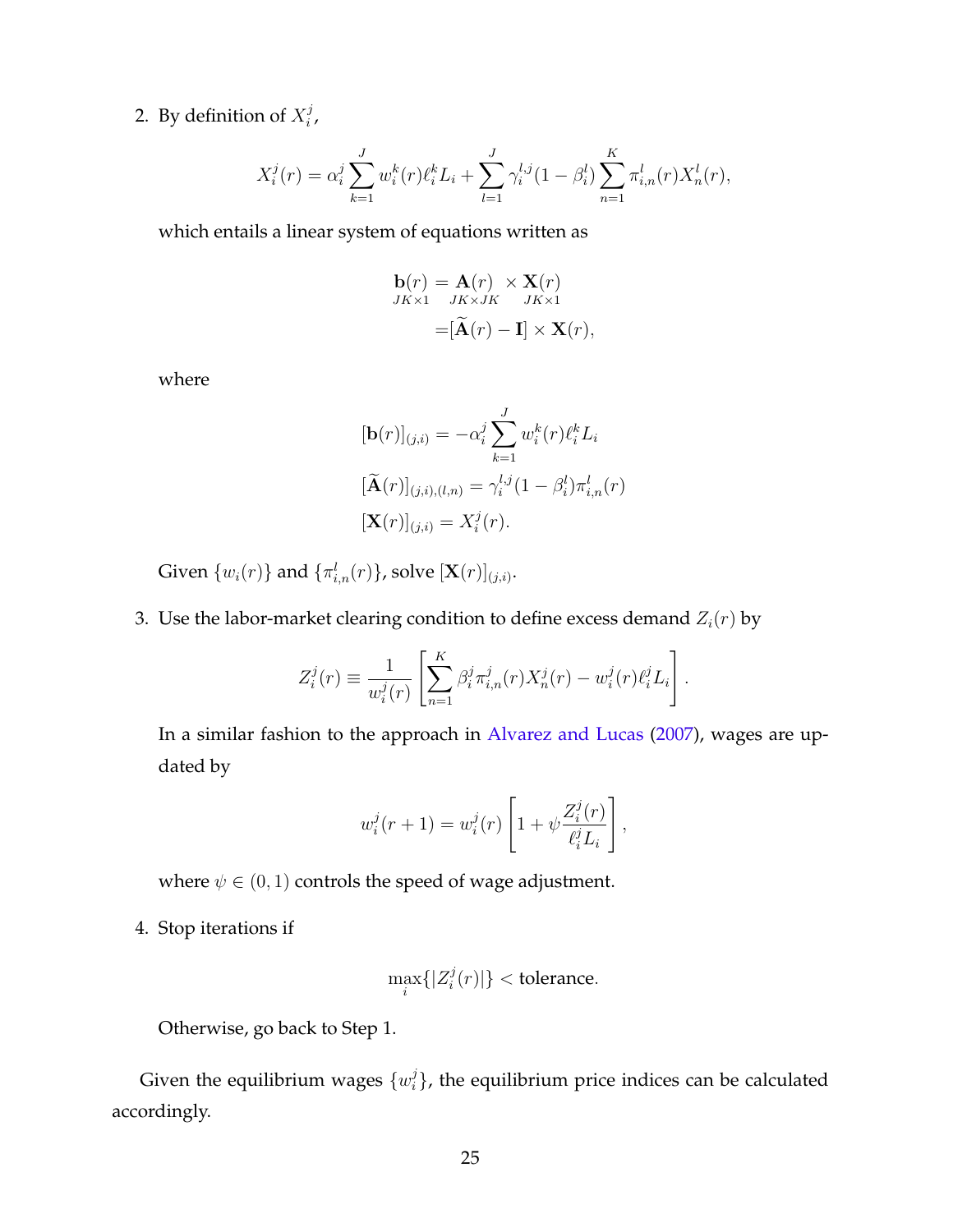2. By definition of $X_i^j$,

$$X_i^j(r) = \alpha_i^j \sum_{k=1}^{J} w_i^k(r)\ell_i^k L_i + \sum_{l=1}^{J} \gamma_i^{l,j}(1-\beta_i^l) \sum_{n=1}^{K} \pi_{i,n}^l(r) X_n^l(r),$$

which entails a linear system of equations written as

$$\begin{aligned}
\underset{JK\times 1}{\mathbf{b}(r)} &= \underset{JK\times JK}{\mathbf{A}(r)} \times \underset{JK\times 1}{\mathbf{X}(r)} \\
&= [\widetilde{\mathbf{A}}(r) - \mathbf{I}] \times \mathbf{X}(r),
\end{aligned}$$

where

$$\begin{aligned}
[\mathbf{b}(r)]_{(j,i)} &= -\alpha_i^j \sum_{k=1}^{J} w_i^k(r)\ell_i^k L_i \\
[\widetilde{\mathbf{A}}(r)]_{(j,i),(l,n)} &= \gamma_i^{l,j}(1-\beta_i^l)\pi_{i,n}^l(r) \\
[\mathbf{X}(r)]_{(j,i)} &= X_i^j(r).
\end{aligned}$$

Given $\{w_i(r)\}$ and $\{\pi_{i,n}^l(r)\}$, solve $[\mathbf{X}(r)]_{(j,i)}$.

3. Use the labor-market clearing condition to define excess demand $Z_i(r)$ by

$$Z_i^j(r) \equiv \frac{1}{w_i^j(r)} \left[ \sum_{n=1}^{K} \beta_i^j \pi_{i,n}^j(r) X_n^j(r) - w_i^j(r)\ell_i^j L_i \right].$$

In a similar fashion to the approach in Alvarez and Lucas (2007), wages are updated by

$$w_i^j(r+1) = w_i^j(r) \left[ 1 + \psi \frac{Z_i^j(r)}{\ell_i^j L_i} \right],$$

where $\psi \in (0,1)$ controls the speed of wage adjustment.

4. Stop iterations if

$$\max_i \{|Z_i^j(r)|\} < \text{tolerance}.$$

Otherwise, go back to Step 1.

Given the equilibrium wages $\{w_i^j\}$, the equilibrium price indices can be calculated accordingly.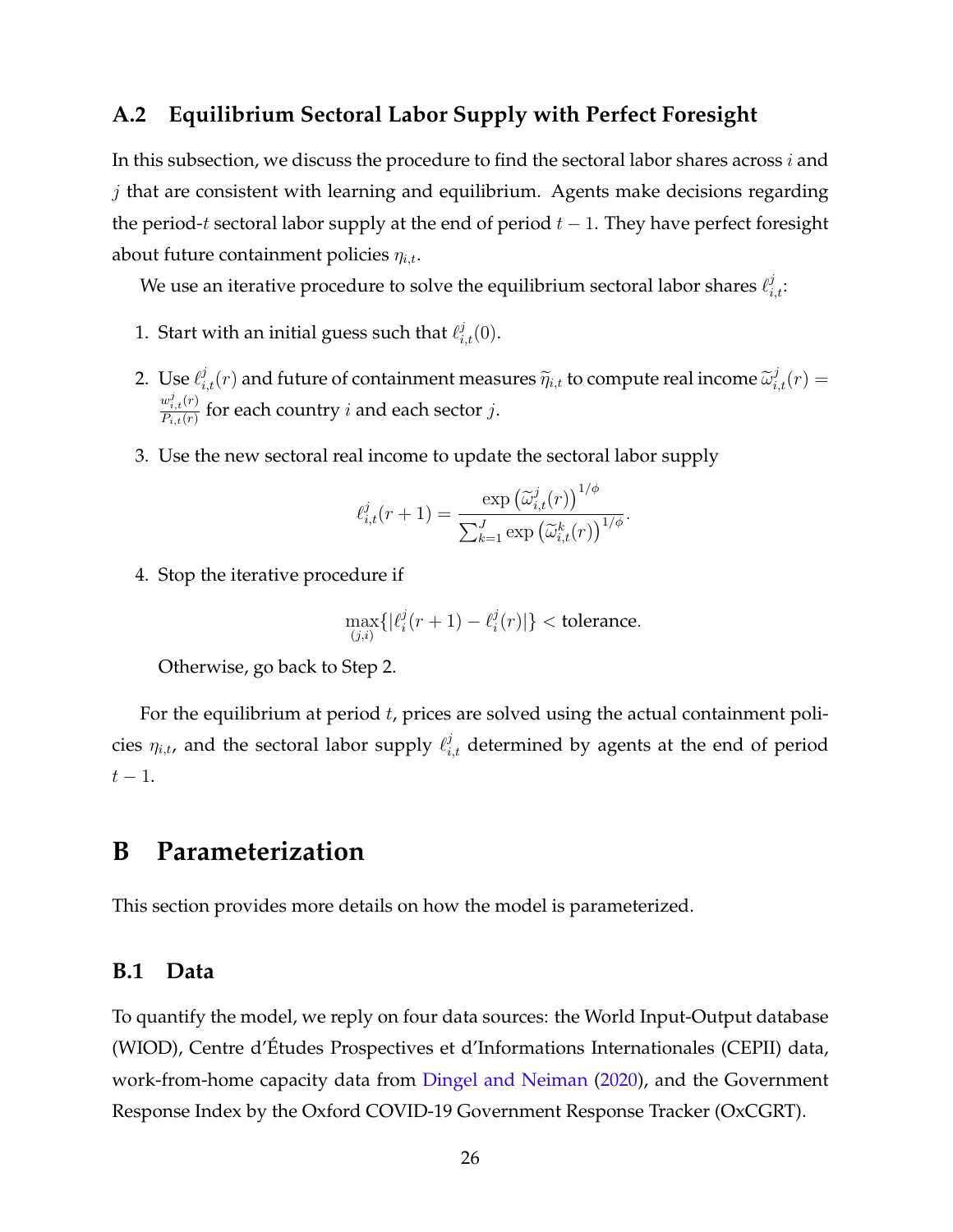## A.2 Equilibrium Sectoral Labor Supply with Perfect Foresight

In this subsection, we discuss the procedure to find the sectoral labor shares across $i$ and $j$ that are consistent with learning and equilibrium. Agents make decisions regarding the period-$t$ sectoral labor supply at the end of period $t-1$. They have perfect foresight about future containment policies $\eta_{i,t}$.

We use an iterative procedure to solve the equilibrium sectoral labor shares $\ell_{i,t}^{j}$:

1. Start with an initial guess such that $\ell_{i,t}^{j}(0)$.
2. Use $\ell_{i,t}^{j}(r)$ and future of containment measures $\widetilde{\eta}_{i,t}$ to compute real income $\widetilde{\omega}_{i,t}^{j}(r) = \frac{w_{i,t}^{j}(r)}{P_{i,t}(r)}$ for each country $i$ and each sector $j$.
3. Use the new sectoral real income to update the sectoral labor supply

$$\ell_{i,t}^{j}(r+1) = \frac{\exp\left(\widetilde{\omega}_{i,t}^{j}(r)\right)^{1/\phi}}{\sum_{k=1}^{J} \exp\left(\widetilde{\omega}_{i,t}^{k}(r)\right)^{1/\phi}}.$$

4. Stop the iterative procedure if

$$\max_{(j,i)}\{|\ell_{i}^{j}(r+1) - \ell_{i}^{j}(r)|\} < \text{tolerance}.$$

   Otherwise, go back to Step 2.

For the equilibrium at period $t$, prices are solved using the actual containment policies $\eta_{i,t}$, and the sectoral labor supply $\ell_{i,t}^{j}$ determined by agents at the end of period $t-1$.

# B Parameterization

This section provides more details on how the model is parameterized.

## B.1 Data

To quantify the model, we reply on four data sources: the World Input-Output database (WIOD), Centre d'Études Prospectives et d'Informations Internationales (CEPII) data, work-from-home capacity data from Dingel and Neiman (2020), and the Government Response Index by the Oxford COVID-19 Government Response Tracker (OxCGRT).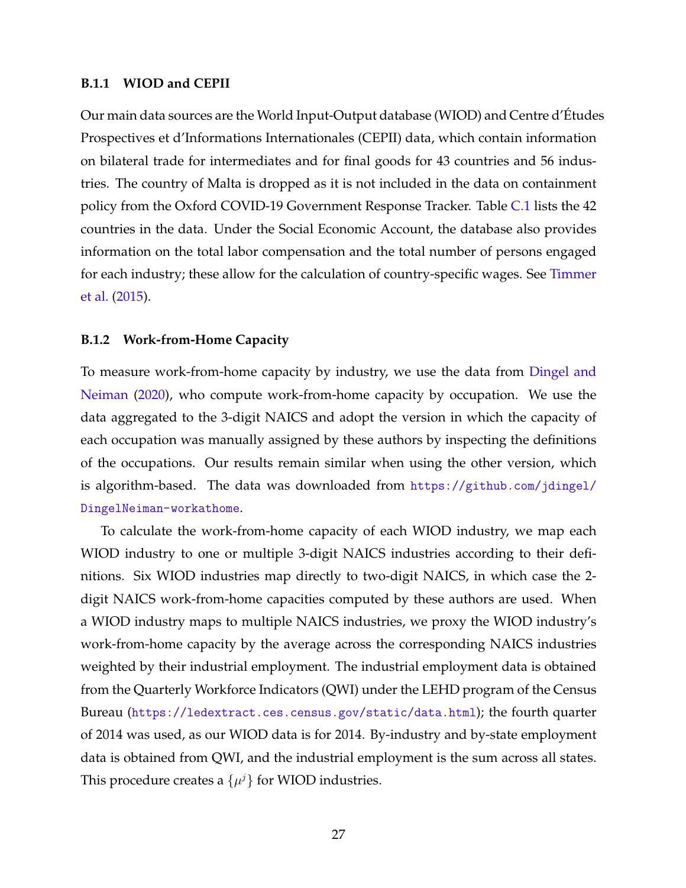### B.1.1 WIOD and CEPII

Our main data sources are the World Input-Output database (WIOD) and Centre d'Études Prospectives et d'Informations Internationales (CEPII) data, which contain information on bilateral trade for intermediates and for final goods for 43 countries and 56 industries. The country of Malta is dropped as it is not included in the data on containment policy from the Oxford COVID-19 Government Response Tracker. Table C.1 lists the 42 countries in the data. Under the Social Economic Account, the database also provides information on the total labor compensation and the total number of persons engaged for each industry; these allow for the calculation of country-specific wages. See Timmer et al. (2015).

### B.1.2 Work-from-Home Capacity

To measure work-from-home capacity by industry, we use the data from Dingel and Neiman (2020), who compute work-from-home capacity by occupation. We use the data aggregated to the 3-digit NAICS and adopt the version in which the capacity of each occupation was manually assigned by these authors by inspecting the definitions of the occupations. Our results remain similar when using the other version, which is algorithm-based. The data was downloaded from https://github.com/jdingel/DingelNeiman-workathome.

To calculate the work-from-home capacity of each WIOD industry, we map each WIOD industry to one or multiple 3-digit NAICS industries according to their definitions. Six WIOD industries map directly to two-digit NAICS, in which case the 2-digit NAICS work-from-home capacities computed by these authors are used. When a WIOD industry maps to multiple NAICS industries, we proxy the WIOD industry's work-from-home capacity by the average across the corresponding NAICS industries weighted by their industrial employment. The industrial employment data is obtained from the Quarterly Workforce Indicators (QWI) under the LEHD program of the Census Bureau (https://ledextract.ces.census.gov/static/data.html); the fourth quarter of 2014 was used, as our WIOD data is for 2014. By-industry and by-state employment data is obtained from QWI, and the industrial employment is the sum across all states. This procedure creates a $\{\mu^j\}$ for WIOD industries.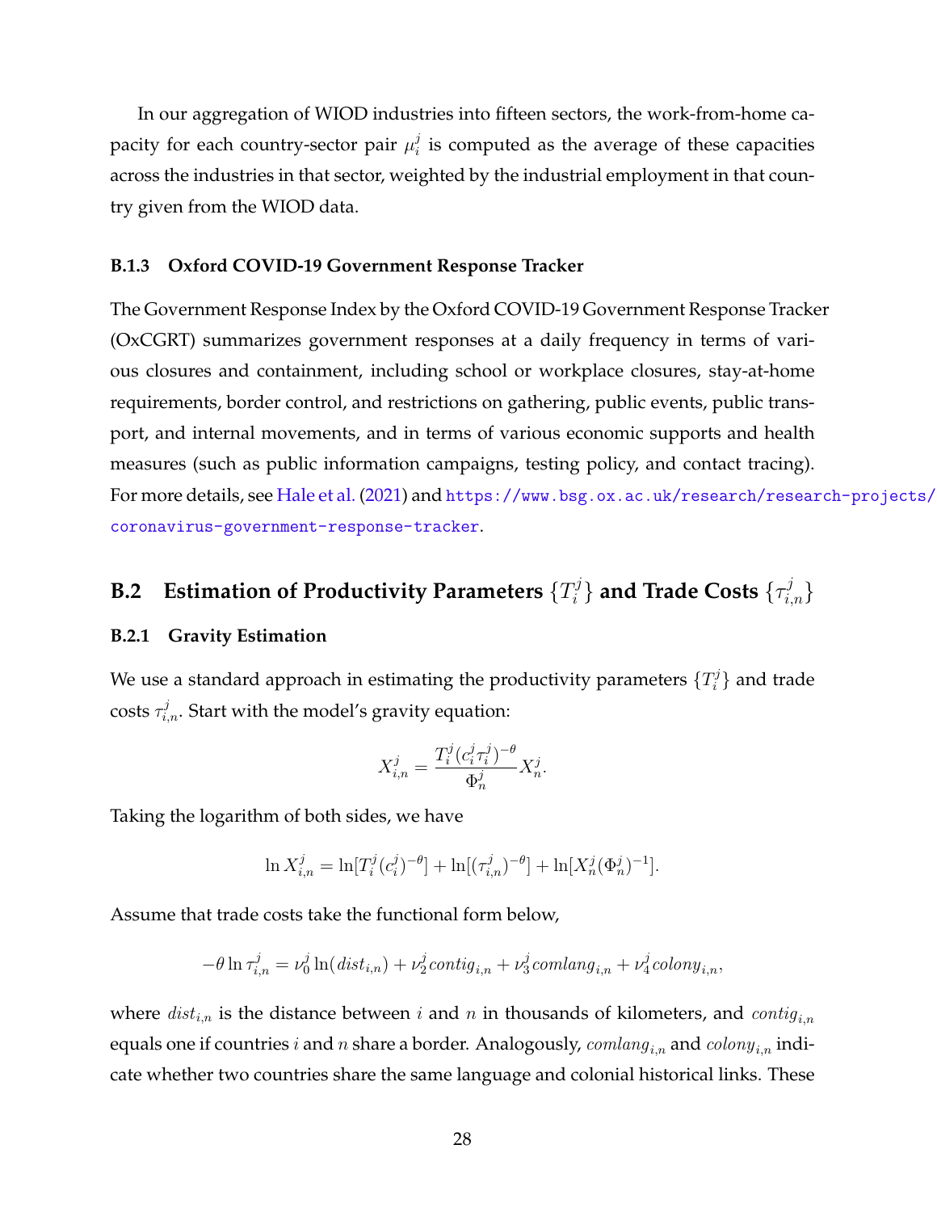In our aggregation of WIOD industries into fifteen sectors, the work-from-home capacity for each country-sector pair $\mu_i^j$ is computed as the average of these capacities across the industries in that sector, weighted by the industrial employment in that country given from the WIOD data.

### B.1.3 Oxford COVID-19 Government Response Tracker

The Government Response Index by the Oxford COVID-19 Government Response Tracker (OxCGRT) summarizes government responses at a daily frequency in terms of various closures and containment, including school or workplace closures, stay-at-home requirements, border control, and restrictions on gathering, public events, public transport, and internal movements, and in terms of various economic supports and health measures (such as public information campaigns, testing policy, and contact tracing). For more details, see Hale et al. (2021) and https://www.bsg.ox.ac.uk/research/research-projects/coronavirus-government-response-tracker.

## B.2 Estimation of Productivity Parameters $\{T_i^j\}$ and Trade Costs $\{\tau_{i,n}^j\}$

### B.2.1 Gravity Estimation

We use a standard approach in estimating the productivity parameters $\{T_i^j\}$ and trade costs $\tau_{i,n}^j$. Start with the model's gravity equation:

$$X_{i,n}^j = \frac{T_i^j (c_i^j \tau_i^j)^{-\theta}}{\Phi_n^j} X_n^j.$$

Taking the logarithm of both sides, we have

$$\ln X_{i,n}^j = \ln[T_i^j (c_i^j)^{-\theta}] + \ln[(\tau_{i,n}^j)^{-\theta}] + \ln[X_n^j (\Phi_n^j)^{-1}].$$

Assume that trade costs take the functional form below,

$$-\theta \ln \tau_{i,n}^j = \nu_0^j \ln(dist_{i,n}) + \nu_2^j contig_{i,n} + \nu_3^j comlang_{i,n} + \nu_4^j colony_{i,n},$$

where $dist_{i,n}$ is the distance between $i$ and $n$ in thousands of kilometers, and $contig_{i,n}$ equals one if countries $i$ and $n$ share a border. Analogously, $comlang_{i,n}$ and $colony_{i,n}$ indicate whether two countries share the same language and colonial historical links. These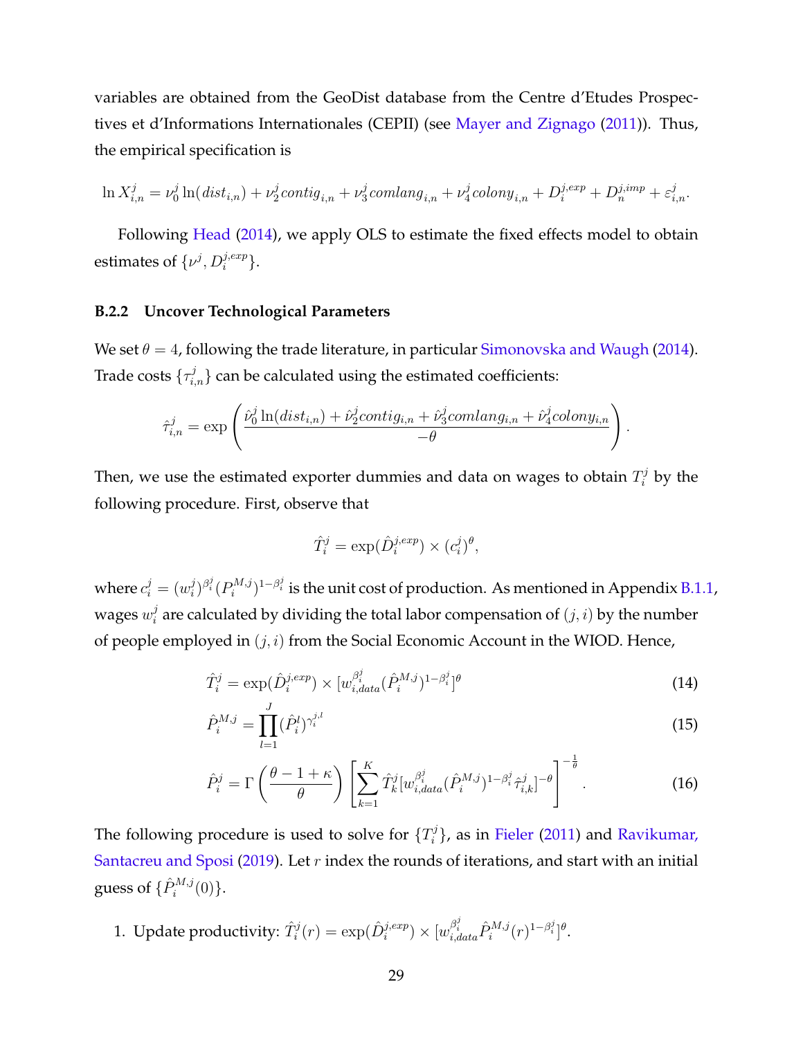variables are obtained from the GeoDist database from the Centre d'Etudes Prospectives et d'Informations Internationales (CEPII) (see Mayer and Zignago (2011)). Thus, the empirical specification is

$$\ln X^j_{i,n} = \nu^j_0 \ln(dist_{i,n}) + \nu^j_2 contig_{i,n} + \nu^j_3 comlang_{i,n} + \nu^j_4 colony_{i,n} + D^{j,exp}_i + D^{j,imp}_n + \varepsilon^j_{i,n}.$$

Following Head (2014), we apply OLS to estimate the fixed effects model to obtain estimates of $\{\nu^j, D^{j,exp}_i\}$.

### B.2.2 Uncover Technological Parameters

We set $\theta = 4$, following the trade literature, in particular Simonovska and Waugh (2014). Trade costs $\{\tau^j_{i,n}\}$ can be calculated using the estimated coefficients:

$$\hat{\tau}^j_{i,n} = \exp\left(\frac{\hat{\nu}^j_0 \ln(dist_{i,n}) + \hat{\nu}^j_2 contig_{i,n} + \hat{\nu}^j_3 comlang_{i,n} + \hat{\nu}^j_4 colony_{i,n}}{-\theta}\right).$$

Then, we use the estimated exporter dummies and data on wages to obtain $T^j_i$ by the following procedure. First, observe that

$$\hat{T}^j_i = \exp(\hat{D}^{j,exp}_i) \times (c^j_i)^\theta,$$

where $c^j_i = (w^j_i)^{\beta^j_i}(P^{M,j}_i)^{1-\beta^j_i}$ is the unit cost of production. As mentioned in Appendix B.1.1, wages $w^j_i$ are calculated by dividing the total labor compensation of $(j, i)$ by the number of people employed in $(j, i)$ from the Social Economic Account in the WIOD. Hence,

$$\hat{T}^j_i = \exp(\hat{D}^{j,exp}_i) \times [w^{\beta^j_i}_{i,data}(\hat{P}^{M,j}_i)^{1-\beta^j_i}]^\theta \tag{14}$$

$$\hat{P}^{M,j}_i = \prod_{l=1}^{J}(\hat{P}^l_i)^{\gamma^{j,l}_i} \tag{15}$$

$$\hat{P}^j_i = \Gamma\left(\frac{\theta - 1 + \kappa}{\theta}\right)\left[\sum_{k=1}^{K}\hat{T}^j_k[w^{\beta^j_i}_{i,data}(\hat{P}^{M,j}_i)^{1-\beta^j_i}\hat{\tau}^j_{i,k}]^{-\theta}\right]^{-\frac{1}{\theta}}. \tag{16}$$

The following procedure is used to solve for $\{T^j_i\}$, as in Fieler (2011) and Ravikumar, Santacreu and Sposi (2019). Let $r$ index the rounds of iterations, and start with an initial guess of $\{\hat{P}^{M,j}_i(0)\}$.

1. Update productivity: $\hat{T}^j_i(r) = \exp(\hat{D}^{j,exp}_i) \times [w^{\beta^j_i}_{i,data}\hat{P}^{M,j}_i(r)^{1-\beta^j_i}]^\theta$.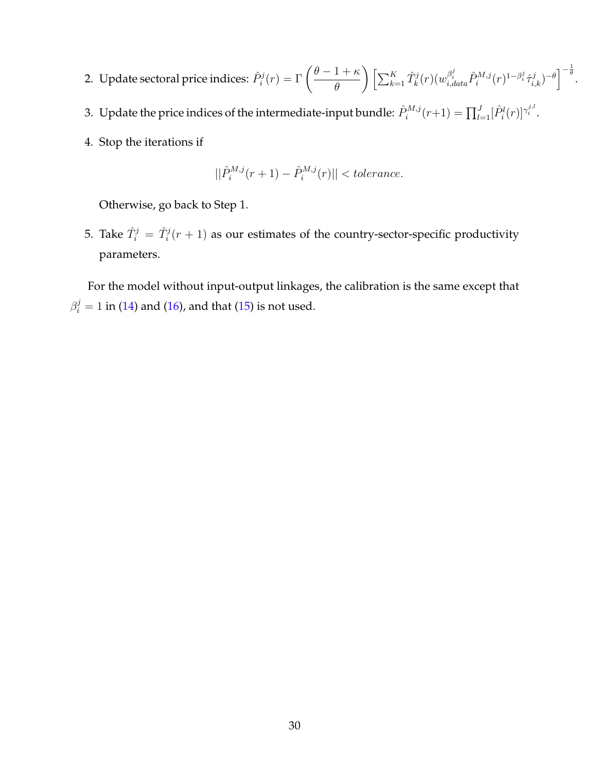2. Update sectoral price indices: $\hat{P}_i^j(r) = \Gamma\left(\frac{\theta - 1 + \kappa}{\theta}\right)\left[\sum_{k=1}^{K} \hat{T}_k^j(r)(w_{i,data}^{\beta_i^j}\hat{P}_i^{M,j}(r)^{1-\beta_i^j}\hat{\tau}_{i,k}^j)^{-\theta}\right]^{-\frac{1}{\theta}}$.

3. Update the price indices of the intermediate-input bundle: $\hat{P}_i^{M,j}(r+1) = \prod_{l=1}^{J}[\hat{P}_i^l(r)]^{\gamma_i^{j,l}}$.

4. Stop the iterations if

$$||\hat{P}_i^{M,j}(r+1) - \hat{P}_i^{M,j}(r)|| < tolerance.$$

   Otherwise, go back to Step 1.

5. Take $\hat{T}_i^j = \hat{T}_i^j(r+1)$ as our estimates of the country-sector-specific productivity parameters.

For the model without input-output linkages, the calibration is the same except that $\beta_i^j = 1$ in (14) and (16), and that (15) is not used.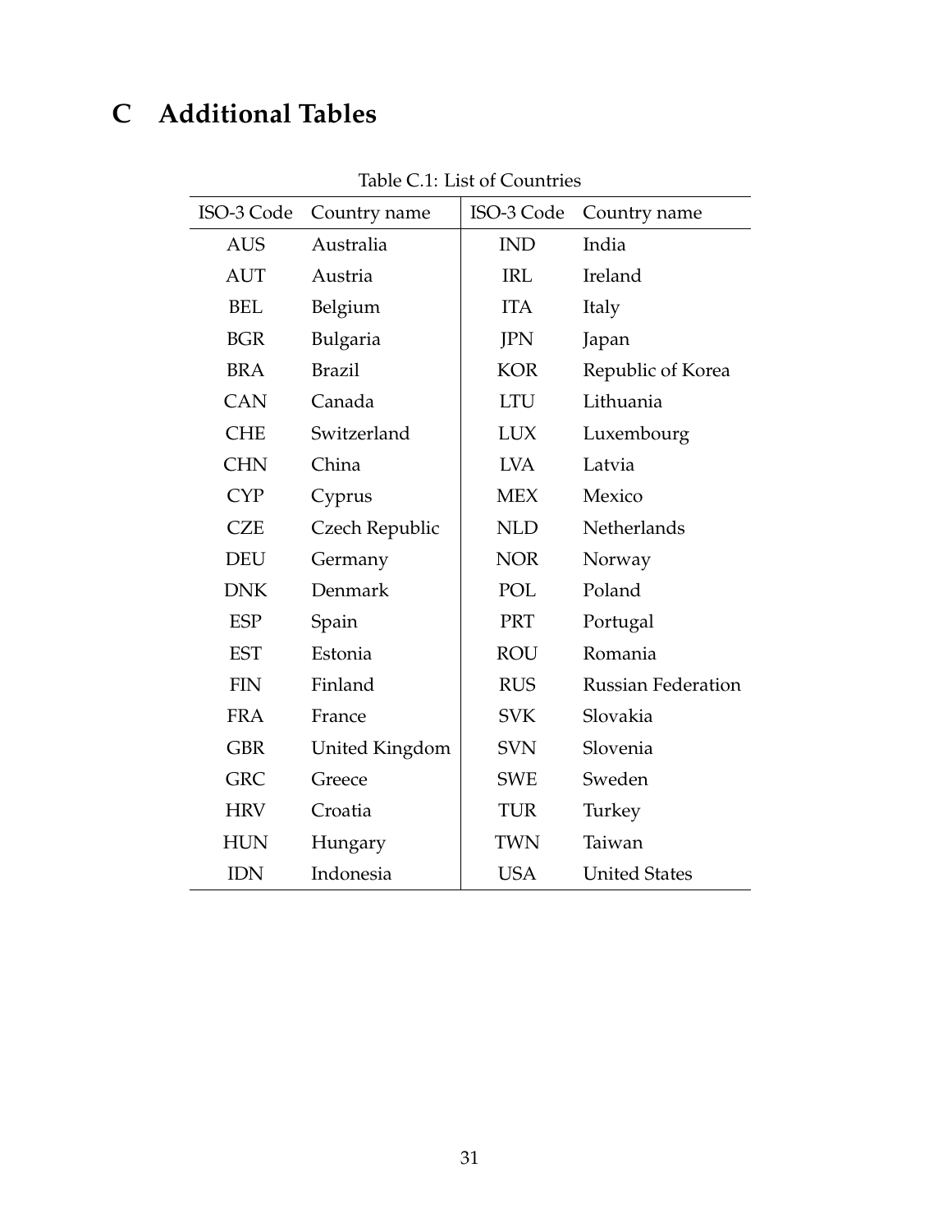# C Additional Tables

Table C.1: List of Countries

| ISO-3 Code | Country name | ISO-3 Code | Country name |
|---|---|---|---|
| AUS | Australia | IND | India |
| AUT | Austria | IRL | Ireland |
| BEL | Belgium | ITA | Italy |
| BGR | Bulgaria | JPN | Japan |
| BRA | Brazil | KOR | Republic of Korea |
| CAN | Canada | LTU | Lithuania |
| CHE | Switzerland | LUX | Luxembourg |
| CHN | China | LVA | Latvia |
| CYP | Cyprus | MEX | Mexico |
| CZE | Czech Republic | NLD | Netherlands |
| DEU | Germany | NOR | Norway |
| DNK | Denmark | POL | Poland |
| ESP | Spain | PRT | Portugal |
| EST | Estonia | ROU | Romania |
| FIN | Finland | RUS | Russian Federation |
| FRA | France | SVK | Slovakia |
| GBR | United Kingdom | SVN | Slovenia |
| GRC | Greece | SWE | Sweden |
| HRV | Croatia | TUR | Turkey |
| HUN | Hungary | TWN | Taiwan |
| IDN | Indonesia | USA | United States |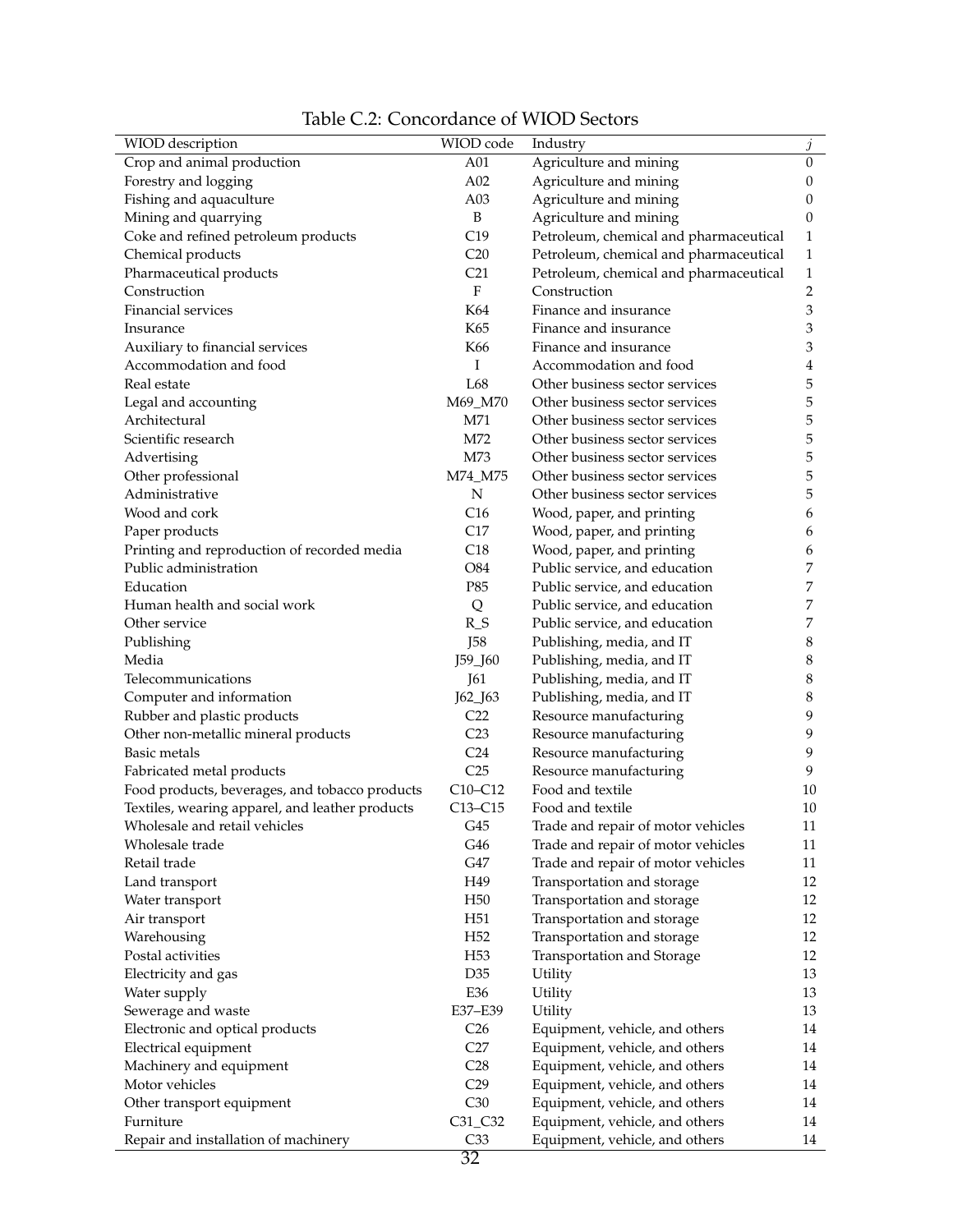Table C.2: Concordance of WIOD Sectors

| WIOD description | WIOD code | Industry | $j$ |
|---|---|---|---|
| Crop and animal production | A01 | Agriculture and mining | 0 |
| Forestry and logging | A02 | Agriculture and mining | 0 |
| Fishing and aquaculture | A03 | Agriculture and mining | 0 |
| Mining and quarrying | B | Agriculture and mining | 0 |
| Coke and refined petroleum products | C19 | Petroleum, chemical and pharmaceutical | 1 |
| Chemical products | C20 | Petroleum, chemical and pharmaceutical | 1 |
| Pharmaceutical products | C21 | Petroleum, chemical and pharmaceutical | 1 |
| Construction | F | Construction | 2 |
| Financial services | K64 | Finance and insurance | 3 |
| Insurance | K65 | Finance and insurance | 3 |
| Auxiliary to financial services | K66 | Finance and insurance | 3 |
| Accommodation and food | I | Accommodation and food | 4 |
| Real estate | L68 | Other business sector services | 5 |
| Legal and accounting | M69_M70 | Other business sector services | 5 |
| Architectural | M71 | Other business sector services | 5 |
| Scientific research | M72 | Other business sector services | 5 |
| Advertising | M73 | Other business sector services | 5 |
| Other professional | M74_M75 | Other business sector services | 5 |
| Administrative | N | Other business sector services | 5 |
| Wood and cork | C16 | Wood, paper, and printing | 6 |
| Paper products | C17 | Wood, paper, and printing | 6 |
| Printing and reproduction of recorded media | C18 | Wood, paper, and printing | 6 |
| Public administration | O84 | Public service, and education | 7 |
| Education | P85 | Public service, and education | 7 |
| Human health and social work | Q | Public service, and education | 7 |
| Other service | R_S | Public service, and education | 7 |
| Publishing | J58 | Publishing, media, and IT | 8 |
| Media | J59_J60 | Publishing, media, and IT | 8 |
| Telecommunications | J61 | Publishing, media, and IT | 8 |
| Computer and information | J62_J63 | Publishing, media, and IT | 8 |
| Rubber and plastic products | C22 | Resource manufacturing | 9 |
| Other non-metallic mineral products | C23 | Resource manufacturing | 9 |
| Basic metals | C24 | Resource manufacturing | 9 |
| Fabricated metal products | C25 | Resource manufacturing | 9 |
| Food products, beverages, and tobacco products | C10–C12 | Food and textile | 10 |
| Textiles, wearing apparel, and leather products | C13–C15 | Food and textile | 10 |
| Wholesale and retail vehicles | G45 | Trade and repair of motor vehicles | 11 |
| Wholesale trade | G46 | Trade and repair of motor vehicles | 11 |
| Retail trade | G47 | Trade and repair of motor vehicles | 11 |
| Land transport | H49 | Transportation and storage | 12 |
| Water transport | H50 | Transportation and storage | 12 |
| Air transport | H51 | Transportation and storage | 12 |
| Warehousing | H52 | Transportation and storage | 12 |
| Postal activities | H53 | Transportation and Storage | 12 |
| Electricity and gas | D35 | Utility | 13 |
| Water supply | E36 | Utility | 13 |
| Sewerage and waste | E37–E39 | Utility | 13 |
| Electronic and optical products | C26 | Equipment, vehicle, and others | 14 |
| Electrical equipment | C27 | Equipment, vehicle, and others | 14 |
| Machinery and equipment | C28 | Equipment, vehicle, and others | 14 |
| Motor vehicles | C29 | Equipment, vehicle, and others | 14 |
| Other transport equipment | C30 | Equipment, vehicle, and others | 14 |
| Furniture | C31_C32 | Equipment, vehicle, and others | 14 |
| Repair and installation of machinery | C33 | Equipment, vehicle, and others | 14 |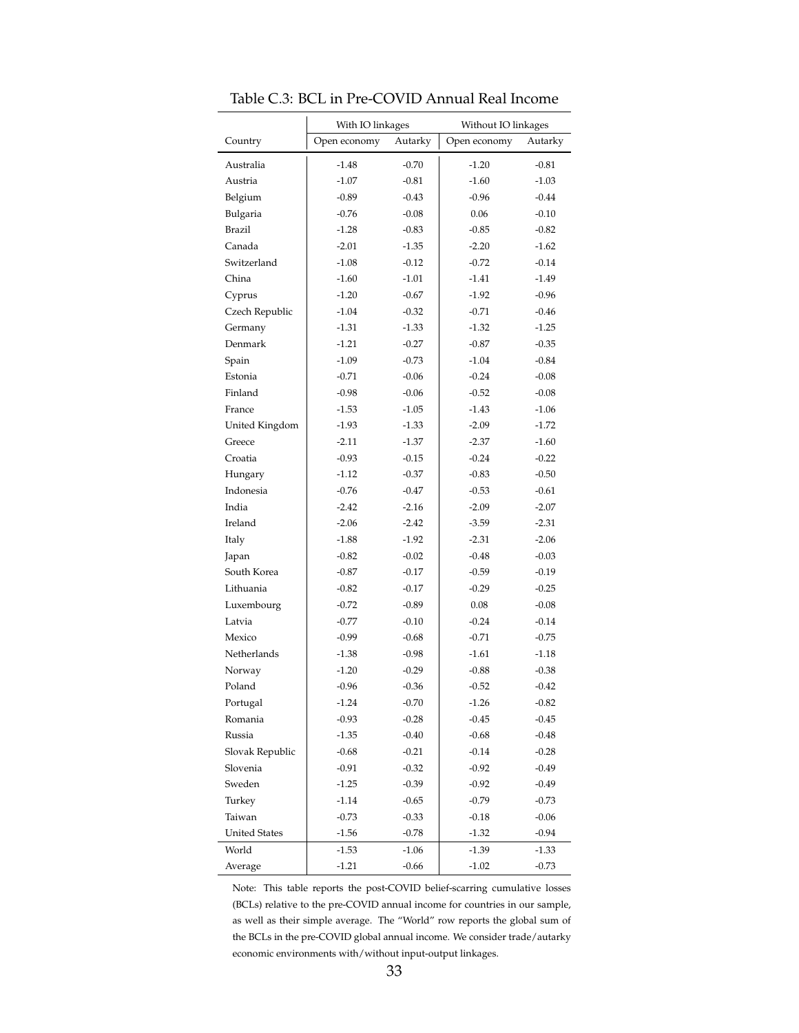Table C.3: BCL in Pre-COVID Annual Real Income

| | With IO linkages | | Without IO linkages | |
|---|---|---|---|---|
| Country | Open economy | Autarky | Open economy | Autarky |
| Australia | -1.48 | -0.70 | -1.20 | -0.81 |
| Austria | -1.07 | -0.81 | -1.60 | -1.03 |
| Belgium | -0.89 | -0.43 | -0.96 | -0.44 |
| Bulgaria | -0.76 | -0.08 | 0.06 | -0.10 |
| Brazil | -1.28 | -0.83 | -0.85 | -0.82 |
| Canada | -2.01 | -1.35 | -2.20 | -1.62 |
| Switzerland | -1.08 | -0.12 | -0.72 | -0.14 |
| China | -1.60 | -1.01 | -1.41 | -1.49 |
| Cyprus | -1.20 | -0.67 | -1.92 | -0.96 |
| Czech Republic | -1.04 | -0.32 | -0.71 | -0.46 |
| Germany | -1.31 | -1.33 | -1.32 | -1.25 |
| Denmark | -1.21 | -0.27 | -0.87 | -0.35 |
| Spain | -1.09 | -0.73 | -1.04 | -0.84 |
| Estonia | -0.71 | -0.06 | -0.24 | -0.08 |
| Finland | -0.98 | -0.06 | -0.52 | -0.08 |
| France | -1.53 | -1.05 | -1.43 | -1.06 |
| United Kingdom | -1.93 | -1.33 | -2.09 | -1.72 |
| Greece | -2.11 | -1.37 | -2.37 | -1.60 |
| Croatia | -0.93 | -0.15 | -0.24 | -0.22 |
| Hungary | -1.12 | -0.37 | -0.83 | -0.50 |
| Indonesia | -0.76 | -0.47 | -0.53 | -0.61 |
| India | -2.42 | -2.16 | -2.09 | -2.07 |
| Ireland | -2.06 | -2.42 | -3.59 | -2.31 |
| Italy | -1.88 | -1.92 | -2.31 | -2.06 |
| Japan | -0.82 | -0.02 | -0.48 | -0.03 |
| South Korea | -0.87 | -0.17 | -0.59 | -0.19 |
| Lithuania | -0.82 | -0.17 | -0.29 | -0.25 |
| Luxembourg | -0.72 | -0.89 | 0.08 | -0.08 |
| Latvia | -0.77 | -0.10 | -0.24 | -0.14 |
| Mexico | -0.99 | -0.68 | -0.71 | -0.75 |
| Netherlands | -1.38 | -0.98 | -1.61 | -1.18 |
| Norway | -1.20 | -0.29 | -0.88 | -0.38 |
| Poland | -0.96 | -0.36 | -0.52 | -0.42 |
| Portugal | -1.24 | -0.70 | -1.26 | -0.82 |
| Romania | -0.93 | -0.28 | -0.45 | -0.45 |
| Russia | -1.35 | -0.40 | -0.68 | -0.48 |
| Slovak Republic | -0.68 | -0.21 | -0.14 | -0.28 |
| Slovenia | -0.91 | -0.32 | -0.92 | -0.49 |
| Sweden | -1.25 | -0.39 | -0.92 | -0.49 |
| Turkey | -1.14 | -0.65 | -0.79 | -0.73 |
| Taiwan | -0.73 | -0.33 | -0.18 | -0.06 |
| United States | -1.56 | -0.78 | -1.32 | -0.94 |
| World | -1.53 | -1.06 | -1.39 | -1.33 |
| Average | -1.21 | -0.66 | -1.02 | -0.73 |

Note: This table reports the post-COVID belief-scarring cumulative losses (BCLs) relative to the pre-COVID annual income for countries in our sample, as well as their simple average. The "World" row reports the global sum of the BCLs in the pre-COVID global annual income. We consider trade/autarky economic environments with/without input-output linkages.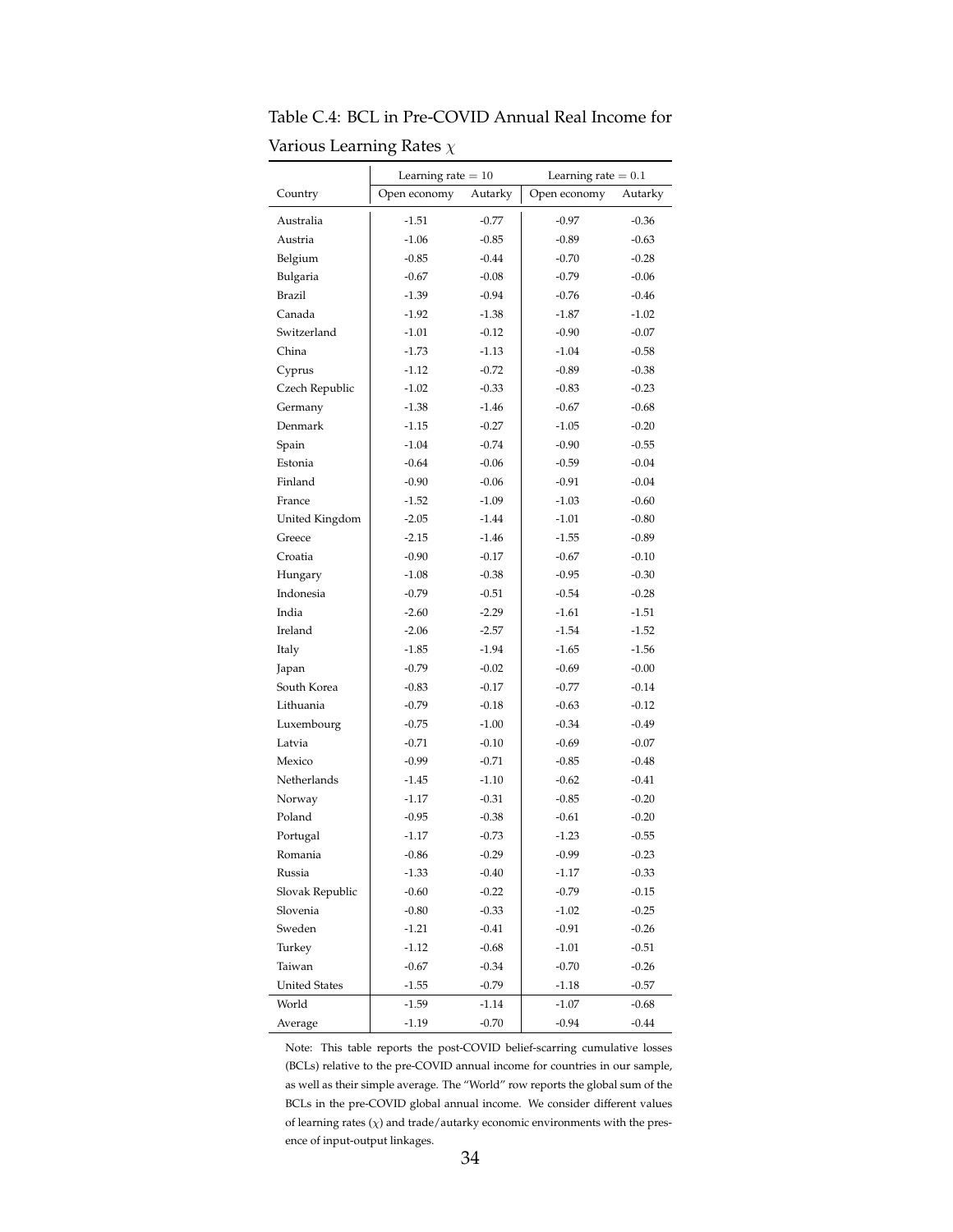Table C.4: BCL in Pre-COVID Annual Real Income for Various Learning Rates $\chi$

| | Learning rate $= 10$ | | Learning rate $= 0.1$ | |
|---|---|---|---|---|
| Country | Open economy | Autarky | Open economy | Autarky |
| Australia | -1.51 | -0.77 | -0.97 | -0.36 |
| Austria | -1.06 | -0.85 | -0.89 | -0.63 |
| Belgium | -0.85 | -0.44 | -0.70 | -0.28 |
| Bulgaria | -0.67 | -0.08 | -0.79 | -0.06 |
| Brazil | -1.39 | -0.94 | -0.76 | -0.46 |
| Canada | -1.92 | -1.38 | -1.87 | -1.02 |
| Switzerland | -1.01 | -0.12 | -0.90 | -0.07 |
| China | -1.73 | -1.13 | -1.04 | -0.58 |
| Cyprus | -1.12 | -0.72 | -0.89 | -0.38 |
| Czech Republic | -1.02 | -0.33 | -0.83 | -0.23 |
| Germany | -1.38 | -1.46 | -0.67 | -0.68 |
| Denmark | -1.15 | -0.27 | -1.05 | -0.20 |
| Spain | -1.04 | -0.74 | -0.90 | -0.55 |
| Estonia | -0.64 | -0.06 | -0.59 | -0.04 |
| Finland | -0.90 | -0.06 | -0.91 | -0.04 |
| France | -1.52 | -1.09 | -1.03 | -0.60 |
| United Kingdom | -2.05 | -1.44 | -1.01 | -0.80 |
| Greece | -2.15 | -1.46 | -1.55 | -0.89 |
| Croatia | -0.90 | -0.17 | -0.67 | -0.10 |
| Hungary | -1.08 | -0.38 | -0.95 | -0.30 |
| Indonesia | -0.79 | -0.51 | -0.54 | -0.28 |
| India | -2.60 | -2.29 | -1.61 | -1.51 |
| Ireland | -2.06 | -2.57 | -1.54 | -1.52 |
| Italy | -1.85 | -1.94 | -1.65 | -1.56 |
| Japan | -0.79 | -0.02 | -0.69 | -0.00 |
| South Korea | -0.83 | -0.17 | -0.77 | -0.14 |
| Lithuania | -0.79 | -0.18 | -0.63 | -0.12 |
| Luxembourg | -0.75 | -1.00 | -0.34 | -0.49 |
| Latvia | -0.71 | -0.10 | -0.69 | -0.07 |
| Mexico | -0.99 | -0.71 | -0.85 | -0.48 |
| Netherlands | -1.45 | -1.10 | -0.62 | -0.41 |
| Norway | -1.17 | -0.31 | -0.85 | -0.20 |
| Poland | -0.95 | -0.38 | -0.61 | -0.20 |
| Portugal | -1.17 | -0.73 | -1.23 | -0.55 |
| Romania | -0.86 | -0.29 | -0.99 | -0.23 |
| Russia | -1.33 | -0.40 | -1.17 | -0.33 |
| Slovak Republic | -0.60 | -0.22 | -0.79 | -0.15 |
| Slovenia | -0.80 | -0.33 | -1.02 | -0.25 |
| Sweden | -1.21 | -0.41 | -0.91 | -0.26 |
| Turkey | -1.12 | -0.68 | -1.01 | -0.51 |
| Taiwan | -0.67 | -0.34 | -0.70 | -0.26 |
| United States | -1.55 | -0.79 | -1.18 | -0.57 |
| World | -1.59 | -1.14 | -1.07 | -0.68 |
| Average | -1.19 | -0.70 | -0.94 | -0.44 |

Note: This table reports the post-COVID belief-scarring cumulative losses (BCLs) relative to the pre-COVID annual income for countries in our sample, as well as their simple average. The "World" row reports the global sum of the BCLs in the pre-COVID global annual income. We consider different values of learning rates ($\chi$) and trade/autarky economic environments with the presence of input-output linkages.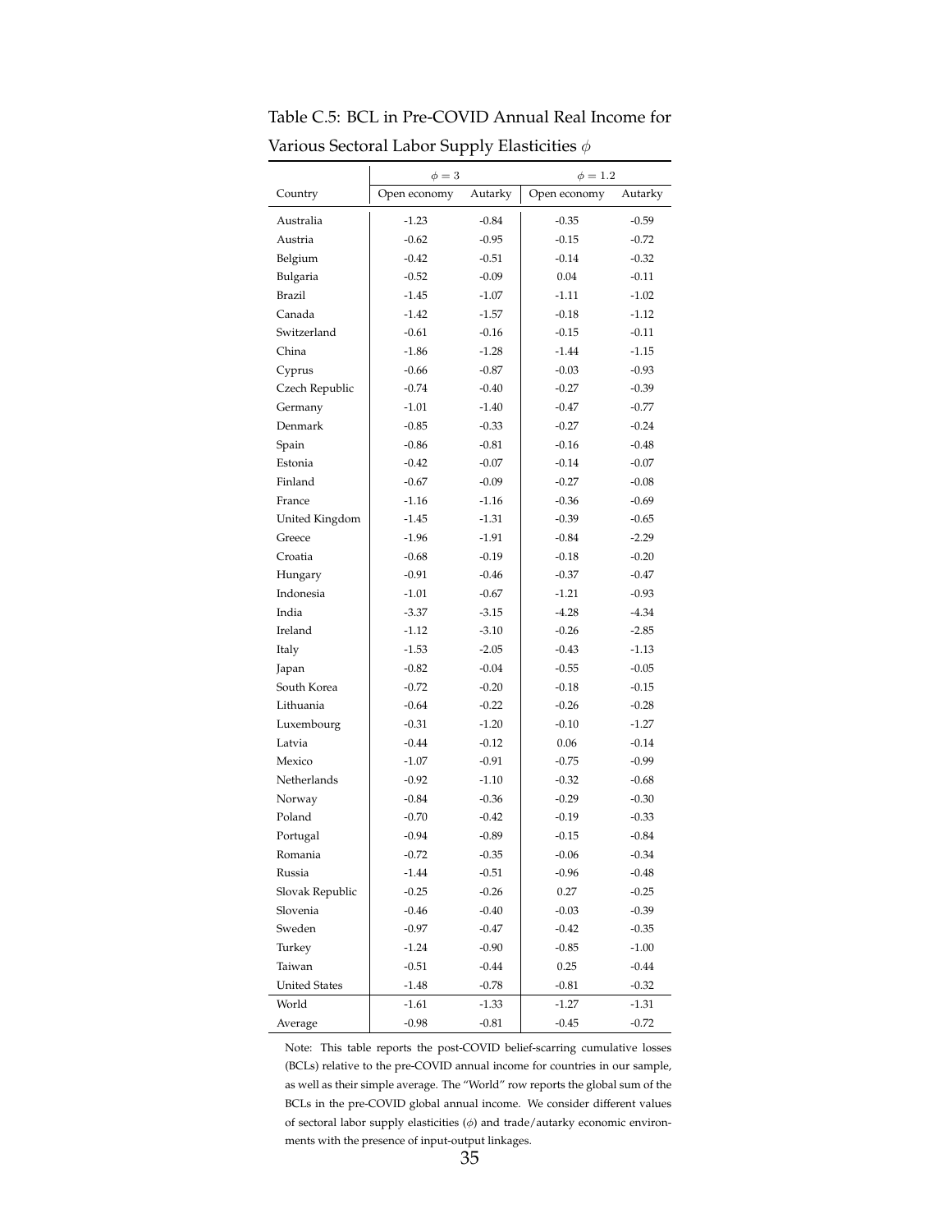Table C.5: BCL in Pre-COVID Annual Real Income for Various Sectoral Labor Supply Elasticities $\phi$

| | $\phi = 3$ | | $\phi = 1.2$ | |
|---|---|---|---|---|
| Country | Open economy | Autarky | Open economy | Autarky |
| Australia | -1.23 | -0.84 | -0.35 | -0.59 |
| Austria | -0.62 | -0.95 | -0.15 | -0.72 |
| Belgium | -0.42 | -0.51 | -0.14 | -0.32 |
| Bulgaria | -0.52 | -0.09 | 0.04 | -0.11 |
| Brazil | -1.45 | -1.07 | -1.11 | -1.02 |
| Canada | -1.42 | -1.57 | -0.18 | -1.12 |
| Switzerland | -0.61 | -0.16 | -0.15 | -0.11 |
| China | -1.86 | -1.28 | -1.44 | -1.15 |
| Cyprus | -0.66 | -0.87 | -0.03 | -0.93 |
| Czech Republic | -0.74 | -0.40 | -0.27 | -0.39 |
| Germany | -1.01 | -1.40 | -0.47 | -0.77 |
| Denmark | -0.85 | -0.33 | -0.27 | -0.24 |
| Spain | -0.86 | -0.81 | -0.16 | -0.48 |
| Estonia | -0.42 | -0.07 | -0.14 | -0.07 |
| Finland | -0.67 | -0.09 | -0.27 | -0.08 |
| France | -1.16 | -1.16 | -0.36 | -0.69 |
| United Kingdom | -1.45 | -1.31 | -0.39 | -0.65 |
| Greece | -1.96 | -1.91 | -0.84 | -2.29 |
| Croatia | -0.68 | -0.19 | -0.18 | -0.20 |
| Hungary | -0.91 | -0.46 | -0.37 | -0.47 |
| Indonesia | -1.01 | -0.67 | -1.21 | -0.93 |
| India | -3.37 | -3.15 | -4.28 | -4.34 |
| Ireland | -1.12 | -3.10 | -0.26 | -2.85 |
| Italy | -1.53 | -2.05 | -0.43 | -1.13 |
| Japan | -0.82 | -0.04 | -0.55 | -0.05 |
| South Korea | -0.72 | -0.20 | -0.18 | -0.15 |
| Lithuania | -0.64 | -0.22 | -0.26 | -0.28 |
| Luxembourg | -0.31 | -1.20 | -0.10 | -1.27 |
| Latvia | -0.44 | -0.12 | 0.06 | -0.14 |
| Mexico | -1.07 | -0.91 | -0.75 | -0.99 |
| Netherlands | -0.92 | -1.10 | -0.32 | -0.68 |
| Norway | -0.84 | -0.36 | -0.29 | -0.30 |
| Poland | -0.70 | -0.42 | -0.19 | -0.33 |
| Portugal | -0.94 | -0.89 | -0.15 | -0.84 |
| Romania | -0.72 | -0.35 | -0.06 | -0.34 |
| Russia | -1.44 | -0.51 | -0.96 | -0.48 |
| Slovak Republic | -0.25 | -0.26 | 0.27 | -0.25 |
| Slovenia | -0.46 | -0.40 | -0.03 | -0.39 |
| Sweden | -0.97 | -0.47 | -0.42 | -0.35 |
| Turkey | -1.24 | -0.90 | -0.85 | -1.00 |
| Taiwan | -0.51 | -0.44 | 0.25 | -0.44 |
| United States | -1.48 | -0.78 | -0.81 | -0.32 |
| World | -1.61 | -1.33 | -1.27 | -1.31 |
| Average | -0.98 | -0.81 | -0.45 | -0.72 |

Note: This table reports the post-COVID belief-scarring cumulative losses (BCLs) relative to the pre-COVID annual income for countries in our sample, as well as their simple average. The "World" row reports the global sum of the BCLs in the pre-COVID global annual income. We consider different values of sectoral labor supply elasticities ($\phi$) and trade/autarky economic environments with the presence of input-output linkages.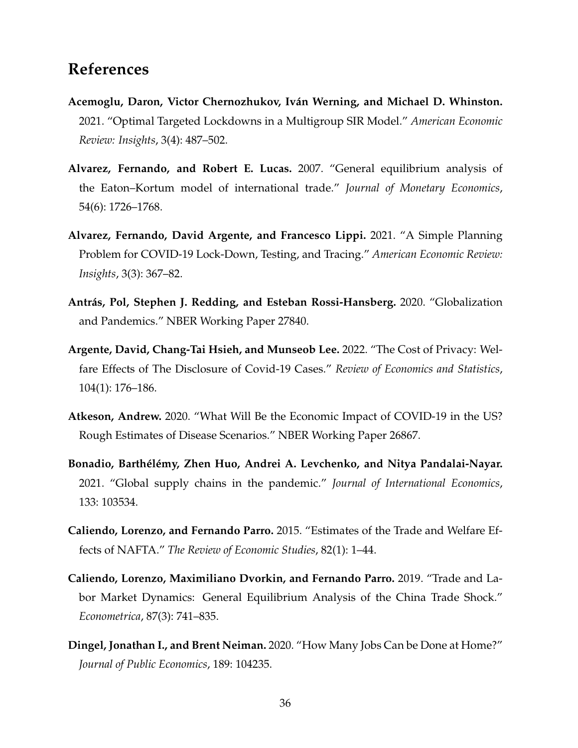# References

**Acemoglu, Daron, Victor Chernozhukov, Iván Werning, and Michael D. Whinston.** 2021. "Optimal Targeted Lockdowns in a Multigroup SIR Model." *American Economic Review: Insights*, 3(4): 487–502.

**Alvarez, Fernando, and Robert E. Lucas.** 2007. "General equilibrium analysis of the Eaton–Kortum model of international trade." *Journal of Monetary Economics*, 54(6): 1726–1768.

**Alvarez, Fernando, David Argente, and Francesco Lippi.** 2021. "A Simple Planning Problem for COVID-19 Lock-Down, Testing, and Tracing." *American Economic Review: Insights*, 3(3): 367–82.

**Antrás, Pol, Stephen J. Redding, and Esteban Rossi-Hansberg.** 2020. "Globalization and Pandemics." NBER Working Paper 27840.

**Argente, David, Chang-Tai Hsieh, and Munseob Lee.** 2022. "The Cost of Privacy: Welfare Effects of The Disclosure of Covid-19 Cases." *Review of Economics and Statistics*, 104(1): 176–186.

**Atkeson, Andrew.** 2020. "What Will Be the Economic Impact of COVID-19 in the US? Rough Estimates of Disease Scenarios." NBER Working Paper 26867.

**Bonadio, Barthélémy, Zhen Huo, Andrei A. Levchenko, and Nitya Pandalai-Nayar.** 2021. "Global supply chains in the pandemic." *Journal of International Economics*, 133: 103534.

**Caliendo, Lorenzo, and Fernando Parro.** 2015. "Estimates of the Trade and Welfare Effects of NAFTA." *The Review of Economic Studies*, 82(1): 1–44.

**Caliendo, Lorenzo, Maximiliano Dvorkin, and Fernando Parro.** 2019. "Trade and Labor Market Dynamics: General Equilibrium Analysis of the China Trade Shock." *Econometrica*, 87(3): 741–835.

**Dingel, Jonathan I., and Brent Neiman.** 2020. "How Many Jobs Can be Done at Home?" *Journal of Public Economics*, 189: 104235.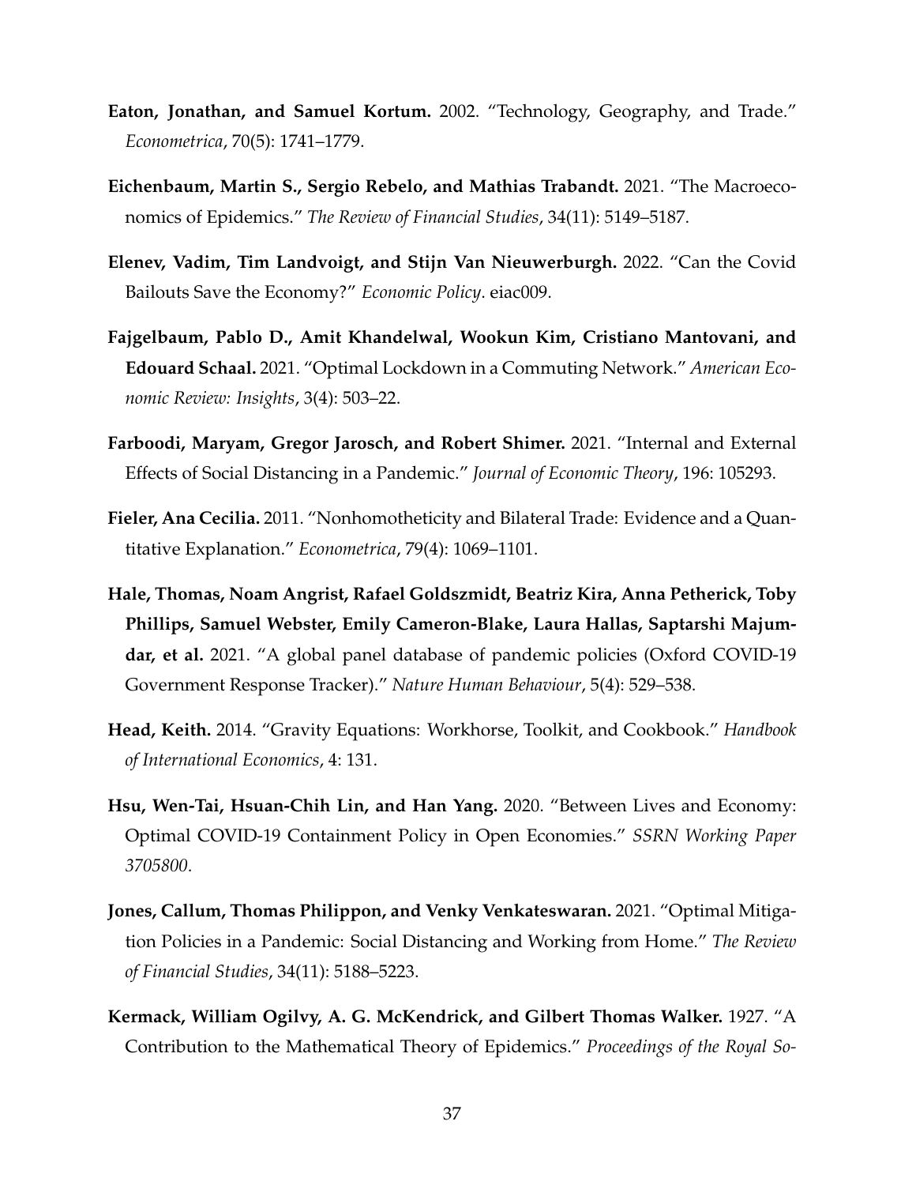**Eaton, Jonathan, and Samuel Kortum.** 2002. "Technology, Geography, and Trade." *Econometrica*, 70(5): 1741–1779.

**Eichenbaum, Martin S., Sergio Rebelo, and Mathias Trabandt.** 2021. "The Macroeconomics of Epidemics." *The Review of Financial Studies*, 34(11): 5149–5187.

**Elenev, Vadim, Tim Landvoigt, and Stijn Van Nieuwerburgh.** 2022. "Can the Covid Bailouts Save the Economy?" *Economic Policy*. eiac009.

**Fajgelbaum, Pablo D., Amit Khandelwal, Wookun Kim, Cristiano Mantovani, and Edouard Schaal.** 2021. "Optimal Lockdown in a Commuting Network." *American Economic Review: Insights*, 3(4): 503–22.

**Farboodi, Maryam, Gregor Jarosch, and Robert Shimer.** 2021. "Internal and External Effects of Social Distancing in a Pandemic." *Journal of Economic Theory*, 196: 105293.

**Fieler, Ana Cecilia.** 2011. "Nonhomotheticity and Bilateral Trade: Evidence and a Quantitative Explanation." *Econometrica*, 79(4): 1069–1101.

**Hale, Thomas, Noam Angrist, Rafael Goldszmidt, Beatriz Kira, Anna Petherick, Toby Phillips, Samuel Webster, Emily Cameron-Blake, Laura Hallas, Saptarshi Majumdar, et al.** 2021. "A global panel database of pandemic policies (Oxford COVID-19 Government Response Tracker)." *Nature Human Behaviour*, 5(4): 529–538.

**Head, Keith.** 2014. "Gravity Equations: Workhorse, Toolkit, and Cookbook." *Handbook of International Economics*, 4: 131.

**Hsu, Wen-Tai, Hsuan-Chih Lin, and Han Yang.** 2020. "Between Lives and Economy: Optimal COVID-19 Containment Policy in Open Economies." *SSRN Working Paper 3705800*.

**Jones, Callum, Thomas Philippon, and Venky Venkateswaran.** 2021. "Optimal Mitigation Policies in a Pandemic: Social Distancing and Working from Home." *The Review of Financial Studies*, 34(11): 5188–5223.

**Kermack, William Ogilvy, A. G. McKendrick, and Gilbert Thomas Walker.** 1927. "A Contribution to the Mathematical Theory of Epidemics." *Proceedings of the Royal So-*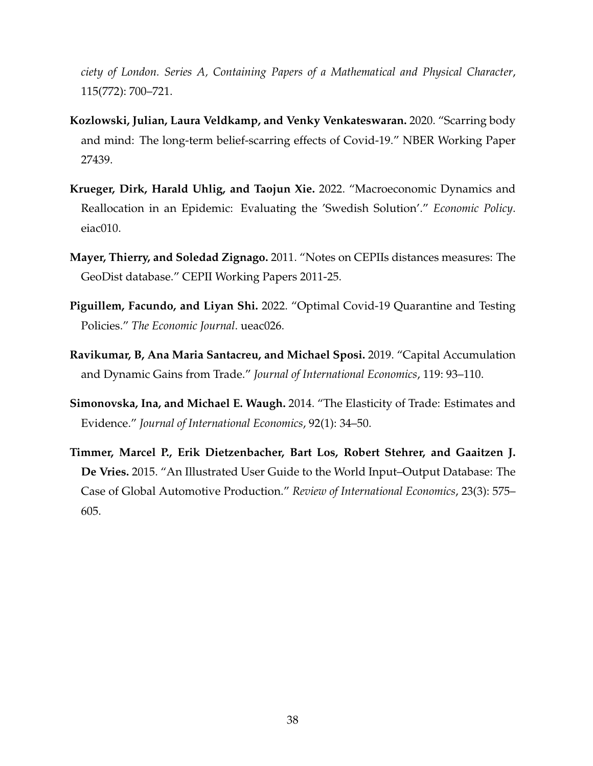*ciety of London. Series A, Containing Papers of a Mathematical and Physical Character*, 115(772): 700–721.

**Kozlowski, Julian, Laura Veldkamp, and Venky Venkateswaran.** 2020. "Scarring body and mind: The long-term belief-scarring effects of Covid-19." NBER Working Paper 27439.

**Krueger, Dirk, Harald Uhlig, and Taojun Xie.** 2022. "Macroeconomic Dynamics and Reallocation in an Epidemic: Evaluating the 'Swedish Solution'." *Economic Policy*. eiac010.

**Mayer, Thierry, and Soledad Zignago.** 2011. "Notes on CEPIIs distances measures: The GeoDist database." CEPII Working Papers 2011-25.

**Piguillem, Facundo, and Liyan Shi.** 2022. "Optimal Covid-19 Quarantine and Testing Policies." *The Economic Journal*. ueac026.

**Ravikumar, B, Ana Maria Santacreu, and Michael Sposi.** 2019. "Capital Accumulation and Dynamic Gains from Trade." *Journal of International Economics*, 119: 93–110.

**Simonovska, Ina, and Michael E. Waugh.** 2014. "The Elasticity of Trade: Estimates and Evidence." *Journal of International Economics*, 92(1): 34–50.

**Timmer, Marcel P., Erik Dietzenbacher, Bart Los, Robert Stehrer, and Gaaitzen J. De Vries.** 2015. "An Illustrated User Guide to the World Input–Output Database: The Case of Global Automotive Production." *Review of International Economics*, 23(3): 575–605.